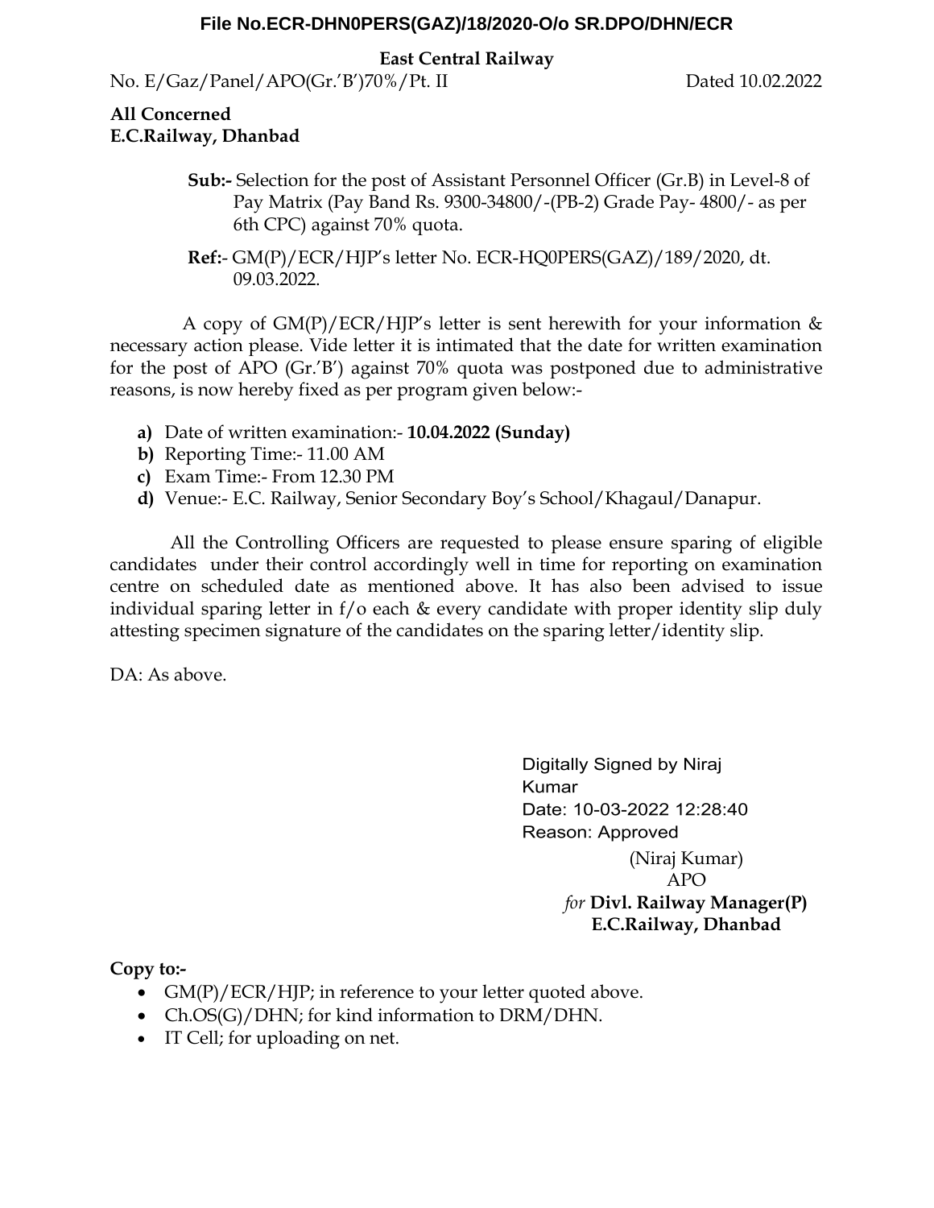**File No.ECR-DHN0PERS(GAZ)/18/2020-O/o SR.DPO/DHN/ECR**

**East Central Railway**

No. E/Gaz/Panel/APO(Gr.'B')70%/Pt. II Dated 10.02.2022

**All Concerned**
**E.C.Railway, Dhanbad**

**Sub:-** Selection for the post of Assistant Personnel Officer (Gr.B) in Level-8 of Pay Matrix (Pay Band Rs. 9300-34800/-(PB-2) Grade Pay- 4800/- as per 6th CPC) against 70% quota.

**Ref:**- GM(P)/ECR/HJP's letter No. ECR-HQ0PERS(GAZ)/189/2020, dt. 09.03.2022.

A copy of GM(P)/ECR/HJP's letter is sent herewith for your information & necessary action please. Vide letter it is intimated that the date for written examination for the post of APO (Gr.'B') against 70% quota was postponed due to administrative reasons, is now hereby fixed as per program given below:-

**a)** Date of written examination:- **10.04.2022 (Sunday)**
**b)** Reporting Time:- 11.00 AM
**c)** Exam Time:- From 12.30 PM
**d)** Venue:- E.C. Railway, Senior Secondary Boy's School/Khagaul/Danapur.

All the Controlling Officers are requested to please ensure sparing of eligible candidates under their control accordingly well in time for reporting on examination centre on scheduled date as mentioned above. It has also been advised to issue individual sparing letter in f/o each & every candidate with proper identity slip duly attesting specimen signature of the candidates on the sparing letter/identity slip.

DA: As above.

Digitally Signed by Niraj Kumar
Date: 10-03-2022 12:28:40
Reason: Approved

(Niraj Kumar)
APO
*for* **Divl. Railway Manager(P)**
**E.C.Railway, Dhanbad**

**Copy to:-**

- GM(P)/ECR/HJP; in reference to your letter quoted above.
- Ch.OS(G)/DHN; for kind information to DRM/DHN.
- IT Cell; for uploading on net.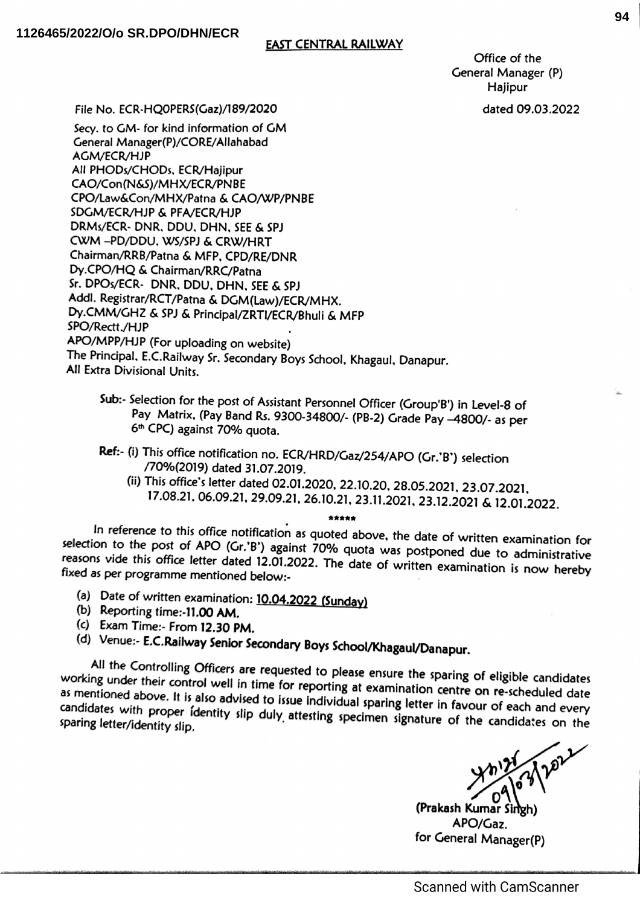1126465/2022/O/o SR.DPO/DHN/ECR

**EAST CENTRAL RAILWAY**

Office of the
General Manager (P)
Hajipur

File No. ECR-HQOPERS(Gaz)/189/2020 dated 09.03.2022

Secy. to GM- for kind information of GM
General Manager(P)/CORE/Allahabad
AGM/ECR/HJP
All PHODs/CHODs, ECR/Hajipur
CAO/Con(N&S)/MHX/ECR/PNBE
CPO/Law&Con/MHX/Patna & CAO/WP/PNBE
SDGM/ECR/HJP & PFA/ECR/HJP
DRMs/ECR- DNR, DDU, DHN, SEE & SPJ
CWM –PD/DDU, WS/SPJ & CRW/HRT
Chairman/RRB/Patna & MFP, CPD/RE/DNR
Dy.CPO/HQ & Chairman/RRC/Patna
Sr. DPOs/ECR- DNR, DDU, DHN, SEE & SPJ
Addl. Registrar/RCT/Patna & DGM(Law)/ECR/MHX.
Dy.CMM/GHZ & SPJ & Principal/ZRTI/ECR/Bhuli & MFP
SPO/Rectt./HJP
APO/MPP/HJP (For uploading on website)
The Principal, E.C.Railway Sr. Secondary Boys School, Khagaul, Danapur.
All Extra Divisional Units.

**Sub:-** Selection for the post of Assistant Personnel Officer (Group'B') in Level-8 of Pay Matrix, (Pay Band Rs. 9300-34800/- (PB-2) Grade Pay –4800/- as per 6th CPC) against 70% quota.

**Ref:-** (i) This office notification no. ECR/HRD/Gaz/254/APO (Gr.'B') selection /70%(2019) dated 31.07.2019.
(ii) This office's letter dated 02.01.2020, 22.10.20, 28.05.2021, 23.07.2021, 17.08.21, 06.09.21, 29.09.21, 26.10.21, 23.11.2021, 23.12.2021 & 12.01.2022.

*****

In reference to this office notification as quoted above, the date of written examination for selection to the post of APO (Gr.'B') against 70% quota was postponed due to administrative reasons vide this office letter dated 12.01.2022. The date of written examination is now hereby fixed as per programme mentioned below:-

(a) Date of written examination: **10.04.2022 (Sunday)**
(b) Reporting time:-**11.00 AM.**
(c) Exam Time:- From **12.30 PM.**
(d) Venue:- **E.C.Railway Senior Secondary Boys School/Khagaul/Danapur.**

All the Controlling Officers are requested to please ensure the sparing of eligible candidates working under their control well in time for reporting at examination centre on re-scheduled date as mentioned above. It is also advised to issue individual sparing letter in favour of each and every candidates with proper identity slip duly attesting specimen signature of the candidates on the sparing letter/identity slip.

09/03/2022

**(Prakash Kumar Singh)**
APO/Gaz.
for General Manager(P)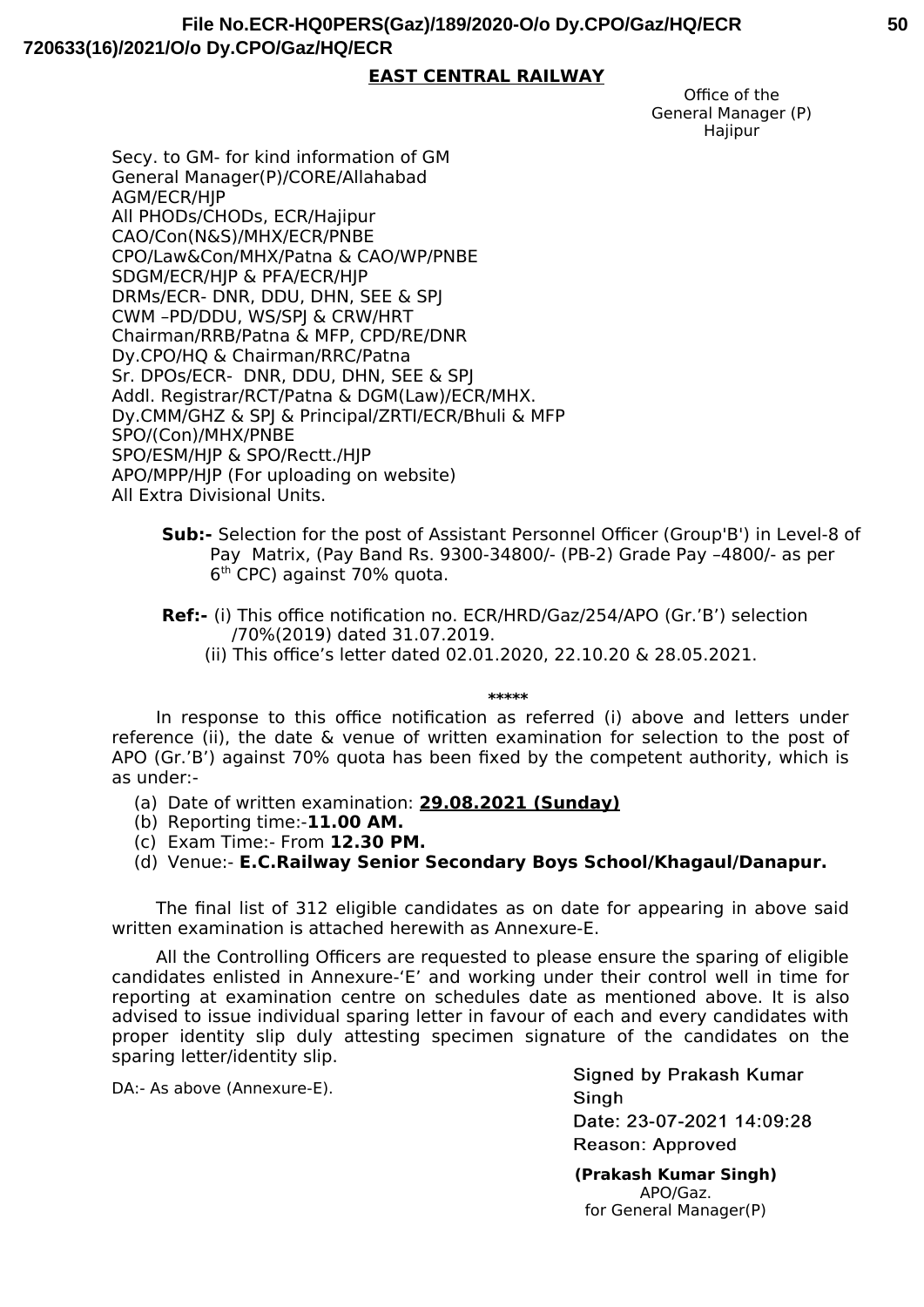File No.ECR-HQ0PERS(Gaz)/189/2020-O/o Dy.CPO/Gaz/HQ/ECR
720633(16)/2021/O/o Dy.CPO/Gaz/HQ/ECR

**EAST CENTRAL RAILWAY**

Office of the
General Manager (P)
Hajipur

Secy. to GM- for kind information of GM
General Manager(P)/CORE/Allahabad
AGM/ECR/HJP
All PHODs/CHODs, ECR/Hajipur
CAO/Con(N&S)/MHX/ECR/PNBE
CPO/Law&Con/MHX/Patna & CAO/WP/PNBE
SDGM/ECR/HJP & PFA/ECR/HJP
DRMs/ECR- DNR, DDU, DHN, SEE & SPJ
CWM –PD/DDU, WS/SPJ & CRW/HRT
Chairman/RRB/Patna & MFP, CPD/RE/DNR
Dy.CPO/HQ & Chairman/RRC/Patna
Sr. DPOs/ECR- DNR, DDU, DHN, SEE & SPJ
Addl. Registrar/RCT/Patna & DGM(Law)/ECR/MHX.
Dy.CMM/GHZ & SPJ & Principal/ZRTI/ECR/Bhuli & MFP
SPO/(Con)/MHX/PNBE
SPO/ESM/HJP & SPO/Rectt./HJP
APO/MPP/HJP (For uploading on website)
All Extra Divisional Units.

**Sub:-** Selection for the post of Assistant Personnel Officer (Group'B') in Level-8 of Pay Matrix, (Pay Band Rs. 9300-34800/- (PB-2) Grade Pay –4800/- as per 6th CPC) against 70% quota.

**Ref:-** (i) This office notification no. ECR/HRD/Gaz/254/APO (Gr.'B') selection /70%(2019) dated 31.07.2019.
(ii) This office's letter dated 02.01.2020, 22.10.20 & 28.05.2021.

\*\*\*\*\*

In response to this office notification as referred (i) above and letters under reference (ii), the date & venue of written examination for selection to the post of APO (Gr.'B') against 70% quota has been fixed by the competent authority, which is as under:-

(a) Date of written examination: **29.08.2021 (Sunday)**
(b) Reporting time:-**11.00 AM.**
(c) Exam Time:- From **12.30 PM.**
(d) Venue:- **E.C.Railway Senior Secondary Boys School/Khagaul/Danapur.**

The final list of 312 eligible candidates as on date for appearing in above said written examination is attached herewith as Annexure-E.

All the Controlling Officers are requested to please ensure the sparing of eligible candidates enlisted in Annexure-'E' and working under their control well in time for reporting at examination centre on schedules date as mentioned above. It is also advised to issue individual sparing letter in favour of each and every candidates with proper identity slip duly attesting specimen signature of the candidates on the sparing letter/identity slip.

DA:- As above (Annexure-E).

Signed by Prakash Kumar Singh
Date: 23-07-2021 14:09:28
Reason: Approved

**(Prakash Kumar Singh)**
APO/Gaz.
for General Manager(P)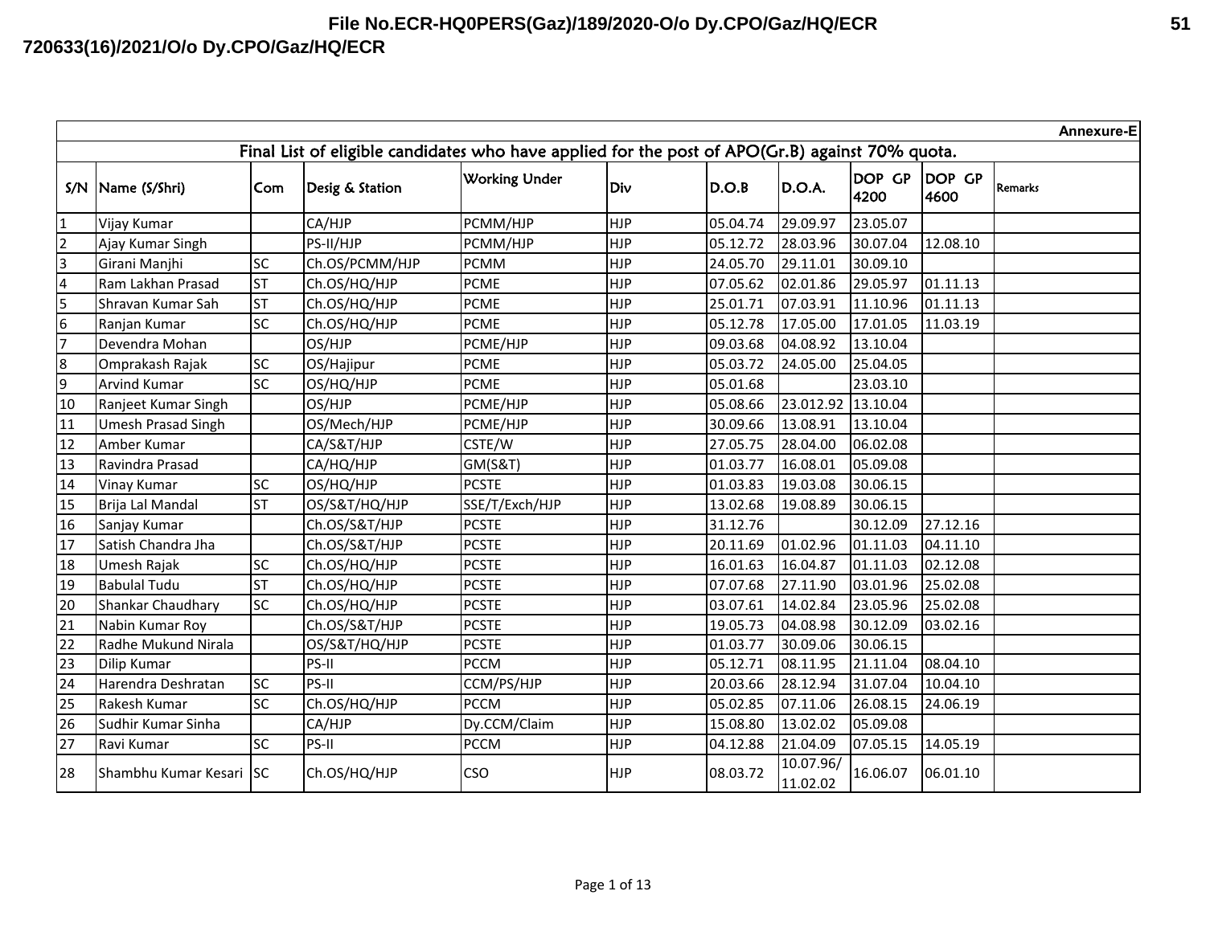File No.ECR-HQ0PERS(Gaz)/189/2020-O/o Dy.CPO/Gaz/HQ/ECR

720633(16)/2021/O/o Dy.CPO/Gaz/HQ/ECR

**Annexure-E**

## Final List of eligible candidates who have applied for the post of APO(Gr.B) against 70% quota.

| S/N | Name (S/Shri) | Com | Desig & Station | Working Under | Div | D.O.B | D.O.A. | DOP GP 4200 | DOP GP 4600 | Remarks |
|---|---|---|---|---|---|---|---|---|---|---|
| 1 | Vijay Kumar | | CA/HJP | PCMM/HJP | HJP | 05.04.74 | 29.09.97 | 23.05.07 | | |
| 2 | Ajay Kumar Singh | | PS-II/HJP | PCMM/HJP | HJP | 05.12.72 | 28.03.96 | 30.07.04 | 12.08.10 | |
| 3 | Girani Manjhi | SC | Ch.OS/PCMM/HJP | PCMM | HJP | 24.05.70 | 29.11.01 | 30.09.10 | | |
| 4 | Ram Lakhan Prasad | ST | Ch.OS/HQ/HJP | PCME | HJP | 07.05.62 | 02.01.86 | 29.05.97 | 01.11.13 | |
| 5 | Shravan Kumar Sah | ST | Ch.OS/HQ/HJP | PCME | HJP | 25.01.71 | 07.03.91 | 11.10.96 | 01.11.13 | |
| 6 | Ranjan Kumar | SC | Ch.OS/HQ/HJP | PCME | HJP | 05.12.78 | 17.05.00 | 17.01.05 | 11.03.19 | |
| 7 | Devendra Mohan | | OS/HJP | PCME/HJP | HJP | 09.03.68 | 04.08.92 | 13.10.04 | | |
| 8 | Omprakash Rajak | SC | OS/Hajipur | PCME | HJP | 05.03.72 | 24.05.00 | 25.04.05 | | |
| 9 | Arvind Kumar | SC | OS/HQ/HJP | PCME | HJP | 05.01.68 | | 23.03.10 | | |
| 10 | Ranjeet Kumar Singh | | OS/HJP | PCME/HJP | HJP | 05.08.66 | 23.012.92 | 13.10.04 | | |
| 11 | Umesh Prasad Singh | | OS/Mech/HJP | PCME/HJP | HJP | 30.09.66 | 13.08.91 | 13.10.04 | | |
| 12 | Amber Kumar | | CA/S&T/HJP | CSTE/W | HJP | 27.05.75 | 28.04.00 | 06.02.08 | | |
| 13 | Ravindra Prasad | | CA/HQ/HJP | GM(S&T) | HJP | 01.03.77 | 16.08.01 | 05.09.08 | | |
| 14 | Vinay Kumar | SC | OS/HQ/HJP | PCSTE | HJP | 01.03.83 | 19.03.08 | 30.06.15 | | |
| 15 | Brija Lal Mandal | ST | OS/S&T/HQ/HJP | SSE/T/Exch/HJP | HJP | 13.02.68 | 19.08.89 | 30.06.15 | | |
| 16 | Sanjay Kumar | | Ch.OS/S&T/HJP | PCSTE | HJP | 31.12.76 | | 30.12.09 | 27.12.16 | |
| 17 | Satish Chandra Jha | | Ch.OS/S&T/HJP | PCSTE | HJP | 20.11.69 | 01.02.96 | 01.11.03 | 04.11.10 | |
| 18 | Umesh Rajak | SC | Ch.OS/HQ/HJP | PCSTE | HJP | 16.01.63 | 16.04.87 | 01.11.03 | 02.12.08 | |
| 19 | Babulal Tudu | ST | Ch.OS/HQ/HJP | PCSTE | HJP | 07.07.68 | 27.11.90 | 03.01.96 | 25.02.08 | |
| 20 | Shankar Chaudhary | SC | Ch.OS/HQ/HJP | PCSTE | HJP | 03.07.61 | 14.02.84 | 23.05.96 | 25.02.08 | |
| 21 | Nabin Kumar Roy | | Ch.OS/S&T/HJP | PCSTE | HJP | 19.05.73 | 04.08.98 | 30.12.09 | 03.02.16 | |
| 22 | Radhe Mukund Nirala | | OS/S&T/HQ/HJP | PCSTE | HJP | 01.03.77 | 30.09.06 | 30.06.15 | | |
| 23 | Dilip Kumar | | PS-II | PCCM | HJP | 05.12.71 | 08.11.95 | 21.11.04 | 08.04.10 | |
| 24 | Harendra Deshratan | SC | PS-II | CCM/PS/HJP | HJP | 20.03.66 | 28.12.94 | 31.07.04 | 10.04.10 | |
| 25 | Rakesh Kumar | SC | Ch.OS/HQ/HJP | PCCM | HJP | 05.02.85 | 07.11.06 | 26.08.15 | 24.06.19 | |
| 26 | Sudhir Kumar Sinha | | CA/HJP | Dy.CCM/Claim | HJP | 15.08.80 | 13.02.02 | 05.09.08 | | |
| 27 | Ravi Kumar | SC | PS-II | PCCM | HJP | 04.12.88 | 21.04.09 | 07.05.15 | 14.05.19 | |
| 28 | Shambhu Kumar Kesari | SC | Ch.OS/HQ/HJP | CSO | HJP | 08.03.72 | 10.07.96/ 11.02.02 | 16.06.07 | 06.01.10 | |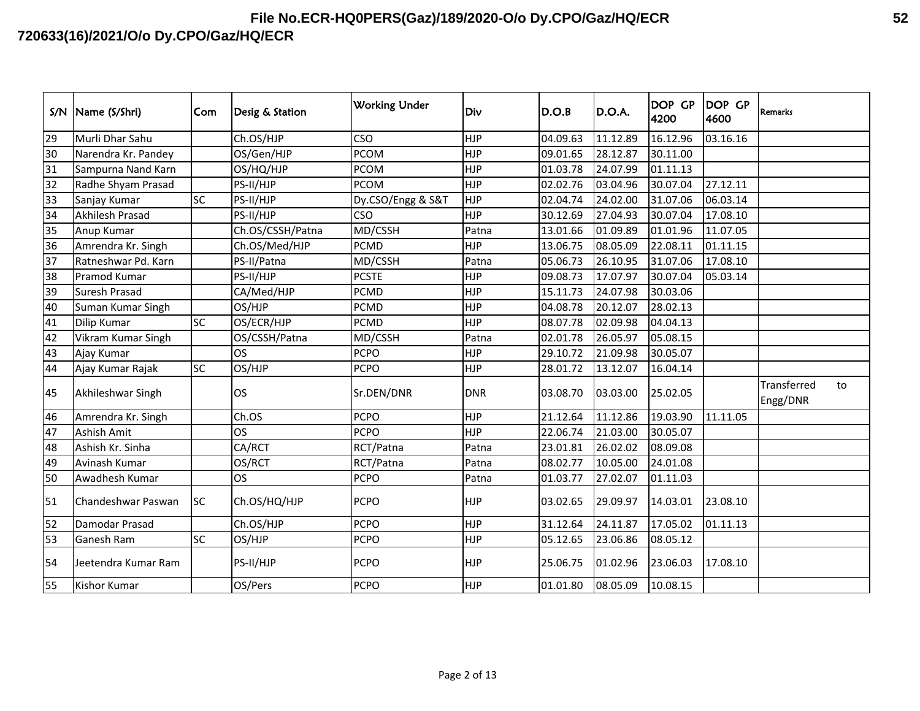| S/N | Name (S/Shri) | Com | Desig & Station | Working Under | Div | D.O.B | D.O.A. | DOP GP 4200 | DOP GP 4600 | Remarks |
|---|---|---|---|---|---|---|---|---|---|---|
| 29 | Murli Dhar Sahu | | Ch.OS/HJP | CSO | HJP | 04.09.63 | 11.12.89 | 16.12.96 | 03.16.16 | |
| 30 | Narendra Kr. Pandey | | OS/Gen/HJP | PCOM | HJP | 09.01.65 | 28.12.87 | 30.11.00 | | |
| 31 | Sampurna Nand Karn | | OS/HQ/HJP | PCOM | HJP | 01.03.78 | 24.07.99 | 01.11.13 | | |
| 32 | Radhe Shyam Prasad | | PS-II/HJP | PCOM | HJP | 02.02.76 | 03.04.96 | 30.07.04 | 27.12.11 | |
| 33 | Sanjay Kumar | SC | PS-II/HJP | Dy.CSO/Engg & S&T | HJP | 02.04.74 | 24.02.00 | 31.07.06 | 06.03.14 | |
| 34 | Akhilesh Prasad | | PS-II/HJP | CSO | HJP | 30.12.69 | 27.04.93 | 30.07.04 | 17.08.10 | |
| 35 | Anup Kumar | | Ch.OS/CSSH/Patna | MD/CSSH | Patna | 13.01.66 | 01.09.89 | 01.01.96 | 11.07.05 | |
| 36 | Amrendra Kr. Singh | | Ch.OS/Med/HJP | PCMD | HJP | 13.06.75 | 08.05.09 | 22.08.11 | 01.11.15 | |
| 37 | Ratneshwar Pd. Karn | | PS-II/Patna | MD/CSSH | Patna | 05.06.73 | 26.10.95 | 31.07.06 | 17.08.10 | |
| 38 | Pramod Kumar | | PS-II/HJP | PCSTE | HJP | 09.08.73 | 17.07.97 | 30.07.04 | 05.03.14 | |
| 39 | Suresh Prasad | | CA/Med/HJP | PCMD | HJP | 15.11.73 | 24.07.98 | 30.03.06 | | |
| 40 | Suman Kumar Singh | | OS/HJP | PCMD | HJP | 04.08.78 | 20.12.07 | 28.02.13 | | |
| 41 | Dilip Kumar | SC | OS/ECR/HJP | PCMD | HJP | 08.07.78 | 02.09.98 | 04.04.13 | | |
| 42 | Vikram Kumar Singh | | OS/CSSH/Patna | MD/CSSH | Patna | 02.01.78 | 26.05.97 | 05.08.15 | | |
| 43 | Ajay Kumar | | OS | PCPO | HJP | 29.10.72 | 21.09.98 | 30.05.07 | | |
| 44 | Ajay Kumar Rajak | SC | OS/HJP | PCPO | HJP | 28.01.72 | 13.12.07 | 16.04.14 | | |
| 45 | Akhileshwar Singh | | OS | Sr.DEN/DNR | DNR | 03.08.70 | 03.03.00 | 25.02.05 | | Transferred to Engg/DNR |
| 46 | Amrendra Kr. Singh | | Ch.OS | PCPO | HJP | 21.12.64 | 11.12.86 | 19.03.90 | 11.11.05 | |
| 47 | Ashish Amit | | OS | PCPO | HJP | 22.06.74 | 21.03.00 | 30.05.07 | | |
| 48 | Ashish Kr. Sinha | | CA/RCT | RCT/Patna | Patna | 23.01.81 | 26.02.02 | 08.09.08 | | |
| 49 | Avinash Kumar | | OS/RCT | RCT/Patna | Patna | 08.02.77 | 10.05.00 | 24.01.08 | | |
| 50 | Awadhesh Kumar | | OS | PCPO | Patna | 01.03.77 | 27.02.07 | 01.11.03 | | |
| 51 | Chandeshwar Paswan | SC | Ch.OS/HQ/HJP | PCPO | HJP | 03.02.65 | 29.09.97 | 14.03.01 | 23.08.10 | |
| 52 | Damodar Prasad | | Ch.OS/HJP | PCPO | HJP | 31.12.64 | 24.11.87 | 17.05.02 | 01.11.13 | |
| 53 | Ganesh Ram | SC | OS/HJP | PCPO | HJP | 05.12.65 | 23.06.86 | 08.05.12 | | |
| 54 | Jeetendra Kumar Ram | | PS-II/HJP | PCPO | HJP | 25.06.75 | 01.02.96 | 23.06.03 | 17.08.10 | |
| 55 | Kishor Kumar | | OS/Pers | PCPO | HJP | 01.01.80 | 08.05.09 | 10.08.15 | | |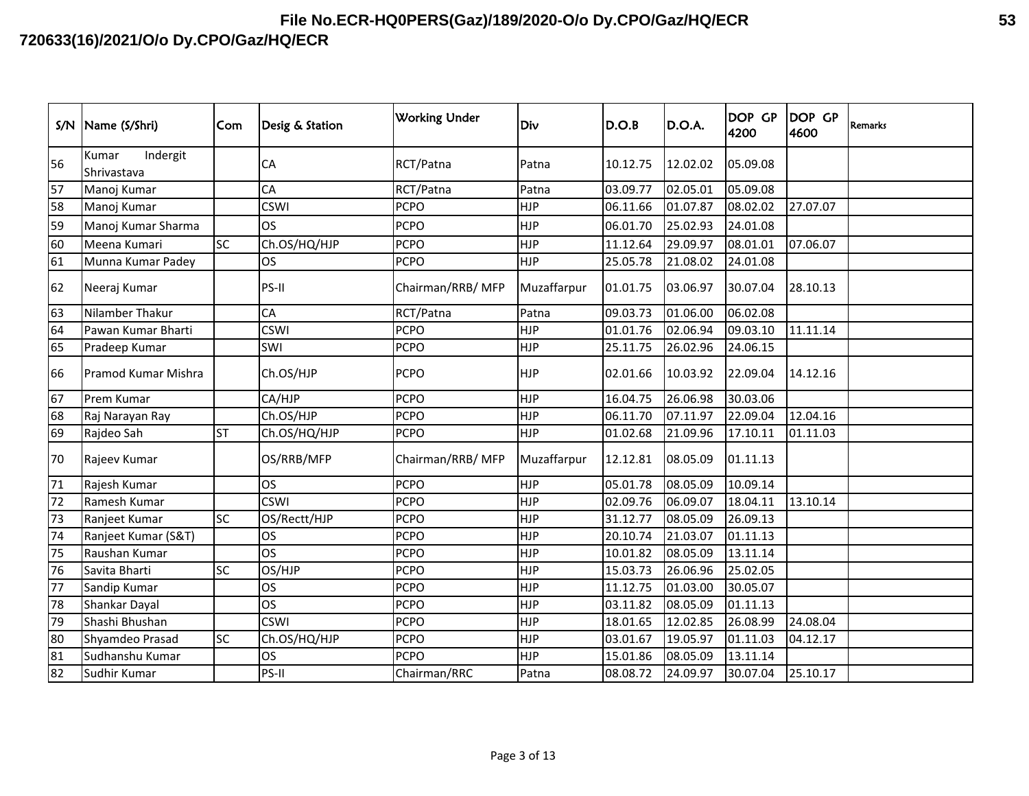| S/N | Name (S/Shri) | Com | Desig & Station | Working Under | Div | D.O.B | D.O.A. | DOP GP 4200 | DOP GP 4600 | Remarks |
|---|---|---|---|---|---|---|---|---|---|---|
| 56 | Kumar Indergit Shrivastava | | CA | RCT/Patna | Patna | 10.12.75 | 12.02.02 | 05.09.08 | | |
| 57 | Manoj Kumar | | CA | RCT/Patna | Patna | 03.09.77 | 02.05.01 | 05.09.08 | | |
| 58 | Manoj Kumar | | CSWI | PCPO | HJP | 06.11.66 | 01.07.87 | 08.02.02 | 27.07.07 | |
| 59 | Manoj Kumar Sharma | | OS | PCPO | HJP | 06.01.70 | 25.02.93 | 24.01.08 | | |
| 60 | Meena Kumari | SC | Ch.OS/HQ/HJP | PCPO | HJP | 11.12.64 | 29.09.97 | 08.01.01 | 07.06.07 | |
| 61 | Munna Kumar Padey | | OS | PCPO | HJP | 25.05.78 | 21.08.02 | 24.01.08 | | |
| 62 | Neeraj Kumar | | PS-II | Chairman/RRB/ MFP | Muzaffarpur | 01.01.75 | 03.06.97 | 30.07.04 | 28.10.13 | |
| 63 | Nilamber Thakur | | CA | RCT/Patna | Patna | 09.03.73 | 01.06.00 | 06.02.08 | | |
| 64 | Pawan Kumar Bharti | | CSWI | PCPO | HJP | 01.01.76 | 02.06.94 | 09.03.10 | 11.11.14 | |
| 65 | Pradeep Kumar | | SWI | PCPO | HJP | 25.11.75 | 26.02.96 | 24.06.15 | | |
| 66 | Pramod Kumar Mishra | | Ch.OS/HJP | PCPO | HJP | 02.01.66 | 10.03.92 | 22.09.04 | 14.12.16 | |
| 67 | Prem Kumar | | CA/HJP | PCPO | HJP | 16.04.75 | 26.06.98 | 30.03.06 | | |
| 68 | Raj Narayan Ray | | Ch.OS/HJP | PCPO | HJP | 06.11.70 | 07.11.97 | 22.09.04 | 12.04.16 | |
| 69 | Rajdeo Sah | ST | Ch.OS/HQ/HJP | PCPO | HJP | 01.02.68 | 21.09.96 | 17.10.11 | 01.11.03 | |
| 70 | Rajeev Kumar | | OS/RRB/MFP | Chairman/RRB/ MFP | Muzaffarpur | 12.12.81 | 08.05.09 | 01.11.13 | | |
| 71 | Rajesh Kumar | | OS | PCPO | HJP | 05.01.78 | 08.05.09 | 10.09.14 | | |
| 72 | Ramesh Kumar | | CSWI | PCPO | HJP | 02.09.76 | 06.09.07 | 18.04.11 | 13.10.14 | |
| 73 | Ranjeet Kumar | SC | OS/Rectt/HJP | PCPO | HJP | 31.12.77 | 08.05.09 | 26.09.13 | | |
| 74 | Ranjeet Kumar (S&T) | | OS | PCPO | HJP | 20.10.74 | 21.03.07 | 01.11.13 | | |
| 75 | Raushan Kumar | | OS | PCPO | HJP | 10.01.82 | 08.05.09 | 13.11.14 | | |
| 76 | Savita Bharti | SC | OS/HJP | PCPO | HJP | 15.03.73 | 26.06.96 | 25.02.05 | | |
| 77 | Sandip Kumar | | OS | PCPO | HJP | 11.12.75 | 01.03.00 | 30.05.07 | | |
| 78 | Shankar Dayal | | OS | PCPO | HJP | 03.11.82 | 08.05.09 | 01.11.13 | | |
| 79 | Shashi Bhushan | | CSWI | PCPO | HJP | 18.01.65 | 12.02.85 | 26.08.99 | 24.08.04 | |
| 80 | Shyamdeo Prasad | SC | Ch.OS/HQ/HJP | PCPO | HJP | 03.01.67 | 19.05.97 | 01.11.03 | 04.12.17 | |
| 81 | Sudhanshu Kumar | | OS | PCPO | HJP | 15.01.86 | 08.05.09 | 13.11.14 | | |
| 82 | Sudhir Kumar | | PS-II | Chairman/RRC | Patna | 08.08.72 | 24.09.97 | 30.07.04 | 25.10.17 | |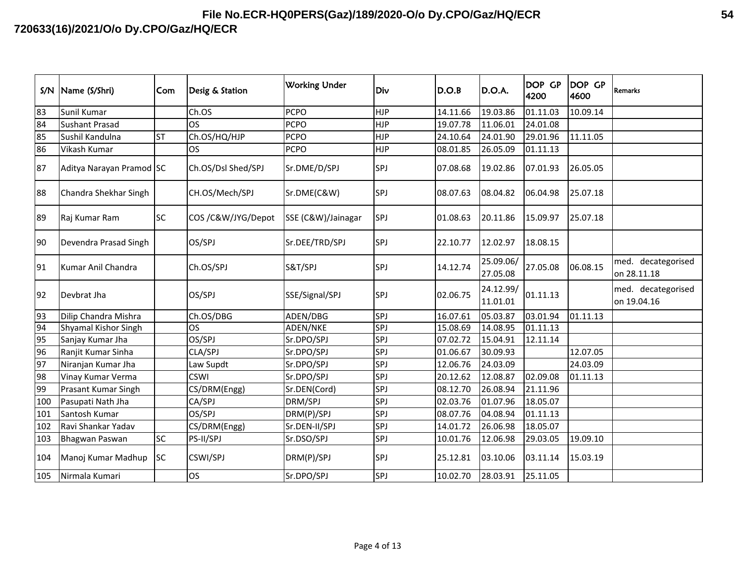| S/N | Name (S/Shri) | Com | Desig & Station | Working Under | Div | D.O.B | D.O.A. | DOP GP 4200 | DOP GP 4600 | Remarks |
|---|---|---|---|---|---|---|---|---|---|---|
| 83 | Sunil Kumar | | Ch.OS | PCPO | HJP | 14.11.66 | 19.03.86 | 01.11.03 | 10.09.14 | |
| 84 | Sushant Prasad | | OS | PCPO | HJP | 19.07.78 | 11.06.01 | 24.01.08 | | |
| 85 | Sushil Kandulna | ST | Ch.OS/HQ/HJP | PCPO | HJP | 24.10.64 | 24.01.90 | 29.01.96 | 11.11.05 | |
| 86 | Vikash Kumar | | OS | PCPO | HJP | 08.01.85 | 26.05.09 | 01.11.13 | | |
| 87 | Aditya Narayan Pramod | SC | Ch.OS/Dsl Shed/SPJ | Sr.DME/D/SPJ | SPJ | 07.08.68 | 19.02.86 | 07.01.93 | 26.05.05 | |
| 88 | Chandra Shekhar Singh | | CH.OS/Mech/SPJ | Sr.DME(C&W) | SPJ | 08.07.63 | 08.04.82 | 06.04.98 | 25.07.18 | |
| 89 | Raj Kumar Ram | SC | COS /C&W/JYG/Depot | SSE (C&W)/Jainagar | SPJ | 01.08.63 | 20.11.86 | 15.09.97 | 25.07.18 | |
| 90 | Devendra Prasad Singh | | OS/SPJ | Sr.DEE/TRD/SPJ | SPJ | 22.10.77 | 12.02.97 | 18.08.15 | | |
| 91 | Kumar Anil Chandra | | Ch.OS/SPJ | S&T/SPJ | SPJ | 14.12.74 | 25.09.06/ 27.05.08 | 27.05.08 | 06.08.15 | med. decategorised on 28.11.18 |
| 92 | Devbrat Jha | | OS/SPJ | SSE/Signal/SPJ | SPJ | 02.06.75 | 24.12.99/ 11.01.01 | 01.11.13 | | med. decategorised on 19.04.16 |
| 93 | Dilip Chandra Mishra | | Ch.OS/DBG | ADEN/DBG | SPJ | 16.07.61 | 05.03.87 | 03.01.94 | 01.11.13 | |
| 94 | Shyamal Kishor Singh | | OS | ADEN/NKE | SPJ | 15.08.69 | 14.08.95 | 01.11.13 | | |
| 95 | Sanjay Kumar Jha | | OS/SPJ | Sr.DPO/SPJ | SPJ | 07.02.72 | 15.04.91 | 12.11.14 | | |
| 96 | Ranjit Kumar Sinha | | CLA/SPJ | Sr.DPO/SPJ | SPJ | 01.06.67 | 30.09.93 | | 12.07.05 | |
| 97 | Niranjan Kumar Jha | | Law Supdt | Sr.DPO/SPJ | SPJ | 12.06.76 | 24.03.09 | | 24.03.09 | |
| 98 | Vinay Kumar Verma | | CSWI | Sr.DPO/SPJ | SPJ | 20.12.62 | 12.08.87 | 02.09.08 | 01.11.13 | |
| 99 | Prasant Kumar Singh | | CS/DRM(Engg) | Sr.DEN(Cord) | SPJ | 08.12.70 | 26.08.94 | 21.11.96 | | |
| 100 | Pasupati Nath Jha | | CA/SPJ | DRM/SPJ | SPJ | 02.03.76 | 01.07.96 | 18.05.07 | | |
| 101 | Santosh Kumar | | OS/SPJ | DRM(P)/SPJ | SPJ | 08.07.76 | 04.08.94 | 01.11.13 | | |
| 102 | Ravi Shankar Yadav | | CS/DRM(Engg) | Sr.DEN-II/SPJ | SPJ | 14.01.72 | 26.06.98 | 18.05.07 | | |
| 103 | Bhagwan Paswan | SC | PS-II/SPJ | Sr.DSO/SPJ | SPJ | 10.01.76 | 12.06.98 | 29.03.05 | 19.09.10 | |
| 104 | Manoj Kumar Madhup | SC | CSWI/SPJ | DRM(P)/SPJ | SPJ | 25.12.81 | 03.10.06 | 03.11.14 | 15.03.19 | |
| 105 | Nirmala Kumari | | OS | Sr.DPO/SPJ | SPJ | 10.02.70 | 28.03.91 | 25.11.05 | | |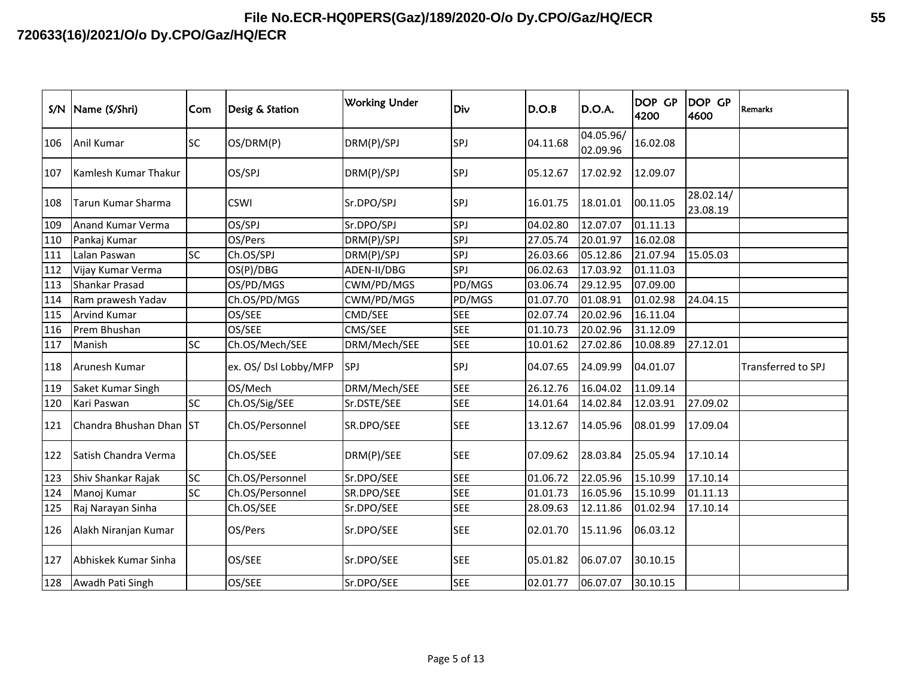File No.ECR-HQ0PERS(Gaz)/189/2020-O/o Dy.CPO/Gaz/HQ/ECR

720633(16)/2021/O/o Dy.CPO/Gaz/HQ/ECR

| S/N | Name (S/Shri) | Com | Desig & Station | Working Under | Div | D.O.B | D.O.A. | DOP GP 4200 | DOP GP 4600 | Remarks |
|---|---|---|---|---|---|---|---|---|---|---|
| 106 | Anil Kumar | SC | OS/DRM(P) | DRM(P)/SPJ | SPJ | 04.11.68 | 04.05.96/ 02.09.96 | 16.02.08 | | |
| 107 | Kamlesh Kumar Thakur | | OS/SPJ | DRM(P)/SPJ | SPJ | 05.12.67 | 17.02.92 | 12.09.07 | | |
| 108 | Tarun Kumar Sharma | | CSWI | Sr.DPO/SPJ | SPJ | 16.01.75 | 18.01.01 | 00.11.05 | 28.02.14/ 23.08.19 | |
| 109 | Anand Kumar Verma | | OS/SPJ | Sr.DPO/SPJ | SPJ | 04.02.80 | 12.07.07 | 01.11.13 | | |
| 110 | Pankaj Kumar | | OS/Pers | DRM(P)/SPJ | SPJ | 27.05.74 | 20.01.97 | 16.02.08 | | |
| 111 | Lalan Paswan | SC | Ch.OS/SPJ | DRM(P)/SPJ | SPJ | 26.03.66 | 05.12.86 | 21.07.94 | 15.05.03 | |
| 112 | Vijay Kumar Verma | | OS(P)/DBG | ADEN-II/DBG | SPJ | 06.02.63 | 17.03.92 | 01.11.03 | | |
| 113 | Shankar Prasad | | OS/PD/MGS | CWM/PD/MGS | PD/MGS | 03.06.74 | 29.12.95 | 07.09.00 | | |
| 114 | Ram prawesh Yadav | | Ch.OS/PD/MGS | CWM/PD/MGS | PD/MGS | 01.07.70 | 01.08.91 | 01.02.98 | 24.04.15 | |
| 115 | Arvind Kumar | | OS/SEE | CMD/SEE | SEE | 02.07.74 | 20.02.96 | 16.11.04 | | |
| 116 | Prem Bhushan | | OS/SEE | CMS/SEE | SEE | 01.10.73 | 20.02.96 | 31.12.09 | | |
| 117 | Manish | SC | Ch.OS/Mech/SEE | DRM/Mech/SEE | SEE | 10.01.62 | 27.02.86 | 10.08.89 | 27.12.01 | |
| 118 | Arunesh Kumar | | ex. OS/ Dsl Lobby/MFP | SPJ | SPJ | 04.07.65 | 24.09.99 | 04.01.07 | | Transferred to SPJ |
| 119 | Saket Kumar Singh | | OS/Mech | DRM/Mech/SEE | SEE | 26.12.76 | 16.04.02 | 11.09.14 | | |
| 120 | Kari Paswan | SC | Ch.OS/Sig/SEE | Sr.DSTE/SEE | SEE | 14.01.64 | 14.02.84 | 12.03.91 | 27.09.02 | |
| 121 | Chandra Bhushan Dhan | ST | Ch.OS/Personnel | SR.DPO/SEE | SEE | 13.12.67 | 14.05.96 | 08.01.99 | 17.09.04 | |
| 122 | Satish Chandra Verma | | Ch.OS/SEE | DRM(P)/SEE | SEE | 07.09.62 | 28.03.84 | 25.05.94 | 17.10.14 | |
| 123 | Shiv Shankar Rajak | SC | Ch.OS/Personnel | Sr.DPO/SEE | SEE | 01.06.72 | 22.05.96 | 15.10.99 | 17.10.14 | |
| 124 | Manoj Kumar | SC | Ch.OS/Personnel | SR.DPO/SEE | SEE | 01.01.73 | 16.05.96 | 15.10.99 | 01.11.13 | |
| 125 | Raj Narayan Sinha | | Ch.OS/SEE | Sr.DPO/SEE | SEE | 28.09.63 | 12.11.86 | 01.02.94 | 17.10.14 | |
| 126 | Alakh Niranjan Kumar | | OS/Pers | Sr.DPO/SEE | SEE | 02.01.70 | 15.11.96 | 06.03.12 | | |
| 127 | Abhiskek Kumar Sinha | | OS/SEE | Sr.DPO/SEE | SEE | 05.01.82 | 06.07.07 | 30.10.15 | | |
| 128 | Awadh Pati Singh | | OS/SEE | Sr.DPO/SEE | SEE | 02.01.77 | 06.07.07 | 30.10.15 | | |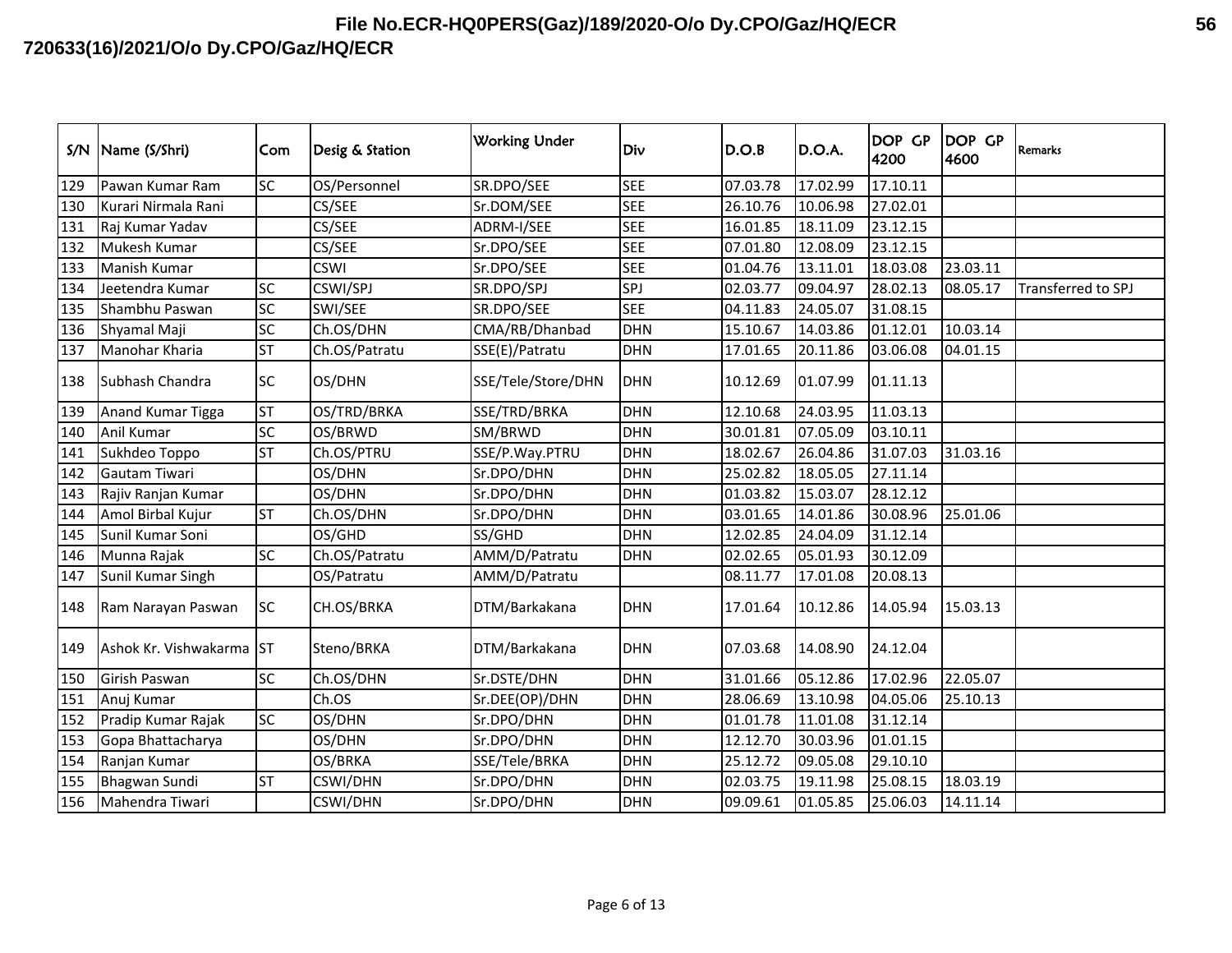| S/N | Name (S/Shri) | Com | Desig & Station | Working Under | Div | D.O.B | D.O.A. | DOP GP 4200 | DOP GP 4600 | Remarks |
|---|---|---|---|---|---|---|---|---|---|---|
| 129 | Pawan Kumar Ram | SC | OS/Personnel | SR.DPO/SEE | SEE | 07.03.78 | 17.02.99 | 17.10.11 | | |
| 130 | Kurari Nirmala Rani | | CS/SEE | Sr.DOM/SEE | SEE | 26.10.76 | 10.06.98 | 27.02.01 | | |
| 131 | Raj Kumar Yadav | | CS/SEE | ADRM-I/SEE | SEE | 16.01.85 | 18.11.09 | 23.12.15 | | |
| 132 | Mukesh Kumar | | CS/SEE | Sr.DPO/SEE | SEE | 07.01.80 | 12.08.09 | 23.12.15 | | |
| 133 | Manish Kumar | | CSWI | Sr.DPO/SEE | SEE | 01.04.76 | 13.11.01 | 18.03.08 | 23.03.11 | |
| 134 | Jeetendra Kumar | SC | CSWI/SPJ | SR.DPO/SPJ | SPJ | 02.03.77 | 09.04.97 | 28.02.13 | 08.05.17 | Transferred to SPJ |
| 135 | Shambhu Paswan | SC | SWI/SEE | SR.DPO/SEE | SEE | 04.11.83 | 24.05.07 | 31.08.15 | | |
| 136 | Shyamal Maji | SC | Ch.OS/DHN | CMA/RB/Dhanbad | DHN | 15.10.67 | 14.03.86 | 01.12.01 | 10.03.14 | |
| 137 | Manohar Kharia | ST | Ch.OS/Patratu | SSE(E)/Patratu | DHN | 17.01.65 | 20.11.86 | 03.06.08 | 04.01.15 | |
| 138 | Subhash Chandra | SC | OS/DHN | SSE/Tele/Store/DHN | DHN | 10.12.69 | 01.07.99 | 01.11.13 | | |
| 139 | Anand Kumar Tigga | ST | OS/TRD/BRKA | SSE/TRD/BRKA | DHN | 12.10.68 | 24.03.95 | 11.03.13 | | |
| 140 | Anil Kumar | SC | OS/BRWD | SM/BRWD | DHN | 30.01.81 | 07.05.09 | 03.10.11 | | |
| 141 | Sukhdeo Toppo | ST | Ch.OS/PTRU | SSE/P.Way.PTRU | DHN | 18.02.67 | 26.04.86 | 31.07.03 | 31.03.16 | |
| 142 | Gautam Tiwari | | OS/DHN | Sr.DPO/DHN | DHN | 25.02.82 | 18.05.05 | 27.11.14 | | |
| 143 | Rajiv Ranjan Kumar | | OS/DHN | Sr.DPO/DHN | DHN | 01.03.82 | 15.03.07 | 28.12.12 | | |
| 144 | Amol Birbal Kujur | ST | Ch.OS/DHN | Sr.DPO/DHN | DHN | 03.01.65 | 14.01.86 | 30.08.96 | 25.01.06 | |
| 145 | Sunil Kumar Soni | | OS/GHD | SS/GHD | DHN | 12.02.85 | 24.04.09 | 31.12.14 | | |
| 146 | Munna Rajak | SC | Ch.OS/Patratu | AMM/D/Patratu | DHN | 02.02.65 | 05.01.93 | 30.12.09 | | |
| 147 | Sunil Kumar Singh | | OS/Patratu | AMM/D/Patratu | | 08.11.77 | 17.01.08 | 20.08.13 | | |
| 148 | Ram Narayan Paswan | SC | CH.OS/BRKA | DTM/Barkakana | DHN | 17.01.64 | 10.12.86 | 14.05.94 | 15.03.13 | |
| 149 | Ashok Kr. Vishwakarma | ST | Steno/BRKA | DTM/Barkakana | DHN | 07.03.68 | 14.08.90 | 24.12.04 | | |
| 150 | Girish Paswan | SC | Ch.OS/DHN | Sr.DSTE/DHN | DHN | 31.01.66 | 05.12.86 | 17.02.96 | 22.05.07 | |
| 151 | Anuj Kumar | | Ch.OS | Sr.DEE(OP)/DHN | DHN | 28.06.69 | 13.10.98 | 04.05.06 | 25.10.13 | |
| 152 | Pradip Kumar Rajak | SC | OS/DHN | Sr.DPO/DHN | DHN | 01.01.78 | 11.01.08 | 31.12.14 | | |
| 153 | Gopa Bhattacharya | | OS/DHN | Sr.DPO/DHN | DHN | 12.12.70 | 30.03.96 | 01.01.15 | | |
| 154 | Ranjan Kumar | | OS/BRKA | SSE/Tele/BRKA | DHN | 25.12.72 | 09.05.08 | 29.10.10 | | |
| 155 | Bhagwan Sundi | ST | CSWI/DHN | Sr.DPO/DHN | DHN | 02.03.75 | 19.11.98 | 25.08.15 | 18.03.19 | |
| 156 | Mahendra Tiwari | | CSWI/DHN | Sr.DPO/DHN | DHN | 09.09.61 | 01.05.85 | 25.06.03 | 14.11.14 | |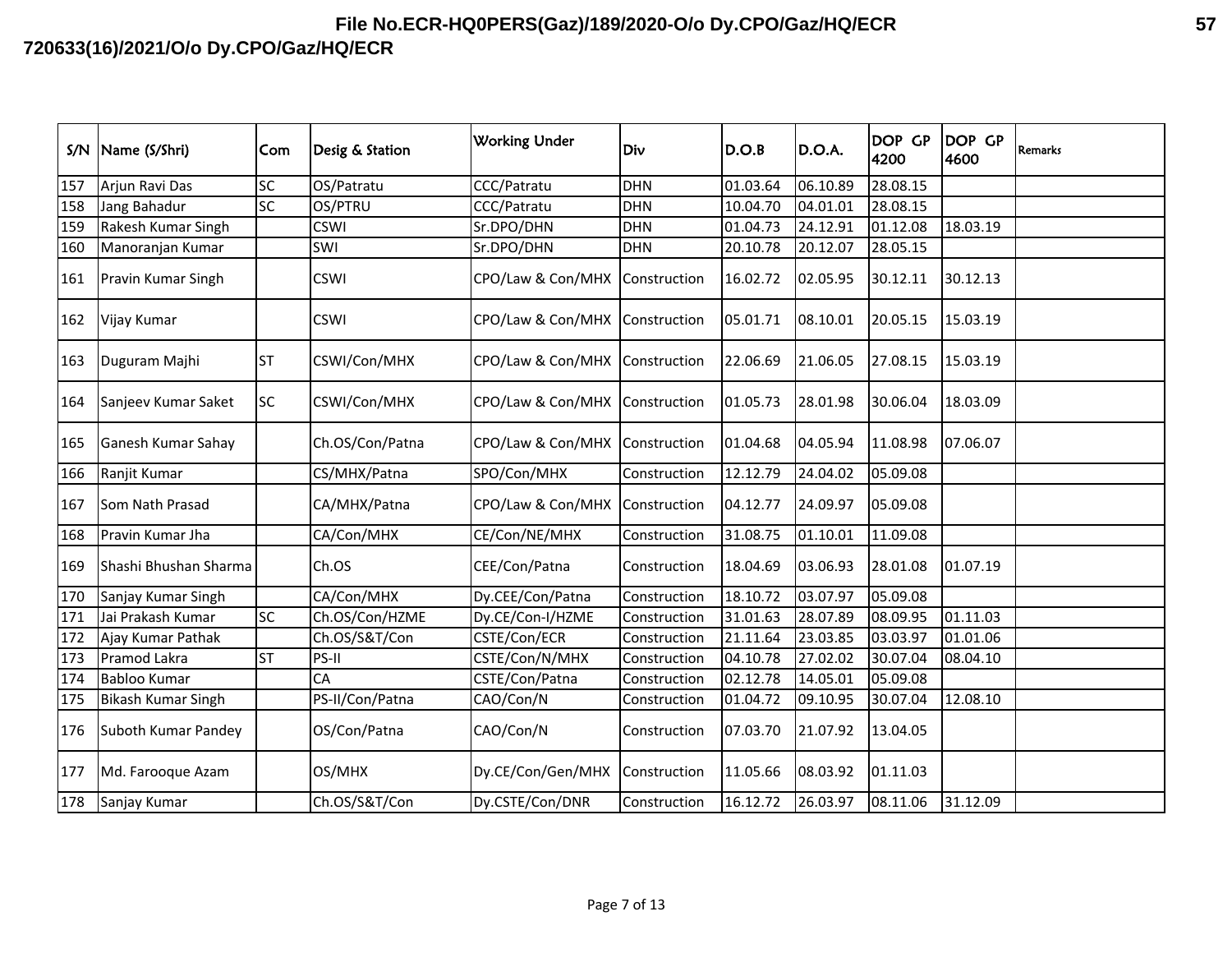| S/N | Name (S/Shri) | Com | Desig & Station | Working Under | Div | D.O.B | D.O.A. | DOP GP 4200 | DOP GP 4600 | Remarks |
|---|---|---|---|---|---|---|---|---|---|---|
| 157 | Arjun Ravi Das | SC | OS/Patratu | CCC/Patratu | DHN | 01.03.64 | 06.10.89 | 28.08.15 | | |
| 158 | Jang Bahadur | SC | OS/PTRU | CCC/Patratu | DHN | 10.04.70 | 04.01.01 | 28.08.15 | | |
| 159 | Rakesh Kumar Singh | | CSWI | Sr.DPO/DHN | DHN | 01.04.73 | 24.12.91 | 01.12.08 | 18.03.19 | |
| 160 | Manoranjan Kumar | | SWI | Sr.DPO/DHN | DHN | 20.10.78 | 20.12.07 | 28.05.15 | | |
| 161 | Pravin Kumar Singh | | CSWI | CPO/Law & Con/MHX | Construction | 16.02.72 | 02.05.95 | 30.12.11 | 30.12.13 | |
| 162 | Vijay Kumar | | CSWI | CPO/Law & Con/MHX | Construction | 05.01.71 | 08.10.01 | 20.05.15 | 15.03.19 | |
| 163 | Duguram Majhi | ST | CSWI/Con/MHX | CPO/Law & Con/MHX | Construction | 22.06.69 | 21.06.05 | 27.08.15 | 15.03.19 | |
| 164 | Sanjeev Kumar Saket | SC | CSWI/Con/MHX | CPO/Law & Con/MHX | Construction | 01.05.73 | 28.01.98 | 30.06.04 | 18.03.09 | |
| 165 | Ganesh Kumar Sahay | | Ch.OS/Con/Patna | CPO/Law & Con/MHX | Construction | 01.04.68 | 04.05.94 | 11.08.98 | 07.06.07 | |
| 166 | Ranjit Kumar | | CS/MHX/Patna | SPO/Con/MHX | Construction | 12.12.79 | 24.04.02 | 05.09.08 | | |
| 167 | Som Nath Prasad | | CA/MHX/Patna | CPO/Law & Con/MHX | Construction | 04.12.77 | 24.09.97 | 05.09.08 | | |
| 168 | Pravin Kumar Jha | | CA/Con/MHX | CE/Con/NE/MHX | Construction | 31.08.75 | 01.10.01 | 11.09.08 | | |
| 169 | Shashi Bhushan Sharma | | Ch.OS | CEE/Con/Patna | Construction | 18.04.69 | 03.06.93 | 28.01.08 | 01.07.19 | |
| 170 | Sanjay Kumar Singh | | CA/Con/MHX | Dy.CEE/Con/Patna | Construction | 18.10.72 | 03.07.97 | 05.09.08 | | |
| 171 | Jai Prakash Kumar | SC | Ch.OS/Con/HZME | Dy.CE/Con-I/HZME | Construction | 31.01.63 | 28.07.89 | 08.09.95 | 01.11.03 | |
| 172 | Ajay Kumar Pathak | | Ch.OS/S&T/Con | CSTE/Con/ECR | Construction | 21.11.64 | 23.03.85 | 03.03.97 | 01.01.06 | |
| 173 | Pramod Lakra | ST | PS-II | CSTE/Con/N/MHX | Construction | 04.10.78 | 27.02.02 | 30.07.04 | 08.04.10 | |
| 174 | Babloo Kumar | | CA | CSTE/Con/Patna | Construction | 02.12.78 | 14.05.01 | 05.09.08 | | |
| 175 | Bikash Kumar Singh | | PS-II/Con/Patna | CAO/Con/N | Construction | 01.04.72 | 09.10.95 | 30.07.04 | 12.08.10 | |
| 176 | Suboth Kumar Pandey | | OS/Con/Patna | CAO/Con/N | Construction | 07.03.70 | 21.07.92 | 13.04.05 | | |
| 177 | Md. Farooque Azam | | OS/MHX | Dy.CE/Con/Gen/MHX | Construction | 11.05.66 | 08.03.92 | 01.11.03 | | |
| 178 | Sanjay Kumar | | Ch.OS/S&T/Con | Dy.CSTE/Con/DNR | Construction | 16.12.72 | 26.03.97 | 08.11.06 | 31.12.09 | |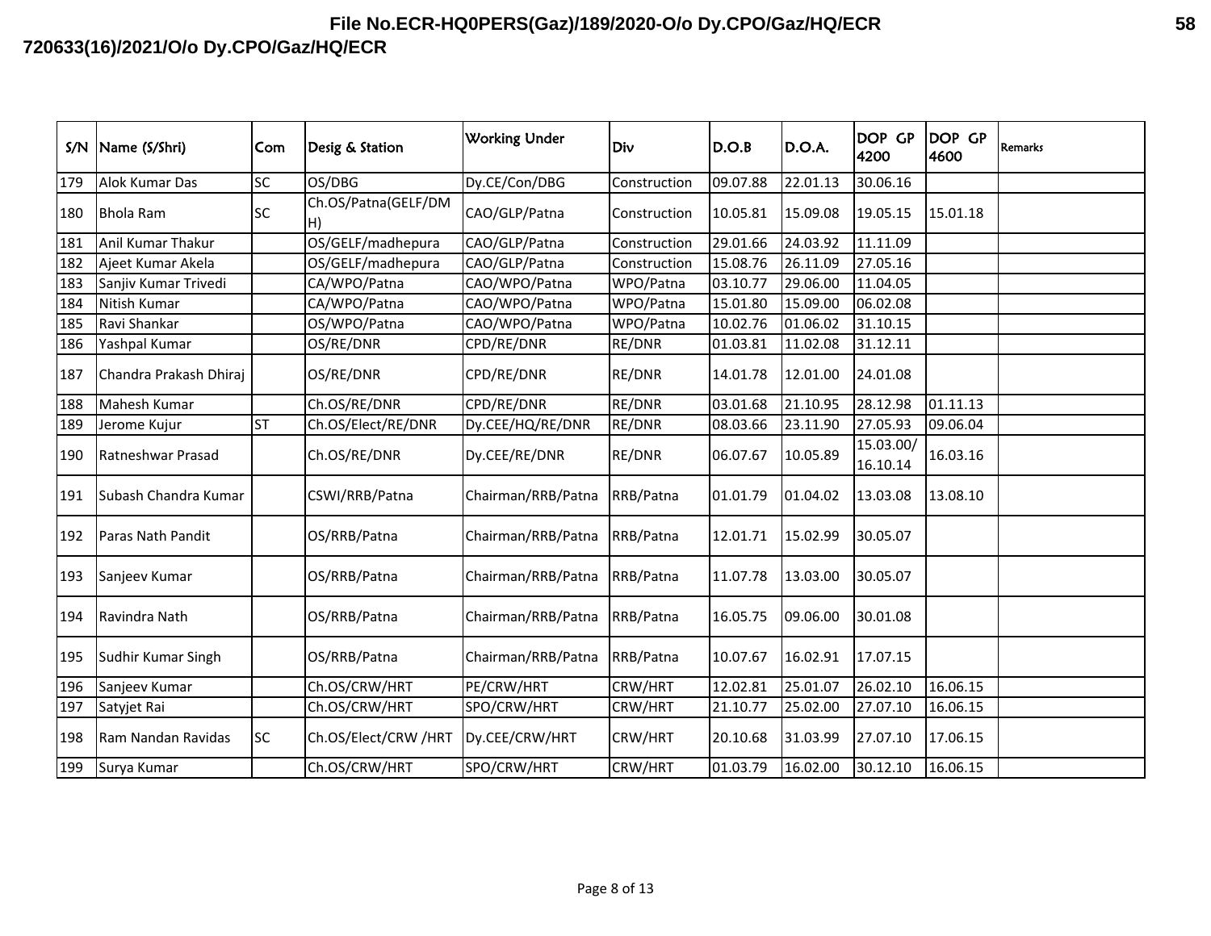| S/N | Name (S/Shri) | Com | Desig & Station | Working Under | Div | D.O.B | D.O.A. | DOP GP 4200 | DOP GP 4600 | Remarks |
|---|---|---|---|---|---|---|---|---|---|---|
| 179 | Alok Kumar Das | SC | OS/DBG | Dy.CE/Con/DBG | Construction | 09.07.88 | 22.01.13 | 30.06.16 | | |
| 180 | Bhola Ram | SC | Ch.OS/Patna(GELF/DMH) | CAO/GLP/Patna | Construction | 10.05.81 | 15.09.08 | 19.05.15 | 15.01.18 | |
| 181 | Anil Kumar Thakur | | OS/GELF/madhepura | CAO/GLP/Patna | Construction | 29.01.66 | 24.03.92 | 11.11.09 | | |
| 182 | Ajeet Kumar Akela | | OS/GELF/madhepura | CAO/GLP/Patna | Construction | 15.08.76 | 26.11.09 | 27.05.16 | | |
| 183 | Sanjiv Kumar Trivedi | | CA/WPO/Patna | CAO/WPO/Patna | WPO/Patna | 03.10.77 | 29.06.00 | 11.04.05 | | |
| 184 | Nitish Kumar | | CA/WPO/Patna | CAO/WPO/Patna | WPO/Patna | 15.01.80 | 15.09.00 | 06.02.08 | | |
| 185 | Ravi Shankar | | OS/WPO/Patna | CAO/WPO/Patna | WPO/Patna | 10.02.76 | 01.06.02 | 31.10.15 | | |
| 186 | Yashpal Kumar | | OS/RE/DNR | CPD/RE/DNR | RE/DNR | 01.03.81 | 11.02.08 | 31.12.11 | | |
| 187 | Chandra Prakash Dhiraj | | OS/RE/DNR | CPD/RE/DNR | RE/DNR | 14.01.78 | 12.01.00 | 24.01.08 | | |
| 188 | Mahesh Kumar | | Ch.OS/RE/DNR | CPD/RE/DNR | RE/DNR | 03.01.68 | 21.10.95 | 28.12.98 | 01.11.13 | |
| 189 | Jerome Kujur | ST | Ch.OS/Elect/RE/DNR | Dy.CEE/HQ/RE/DNR | RE/DNR | 08.03.66 | 23.11.90 | 27.05.93 | 09.06.04 | |
| 190 | Ratneshwar Prasad | | Ch.OS/RE/DNR | Dy.CEE/RE/DNR | RE/DNR | 06.07.67 | 10.05.89 | 15.03.00/ 16.10.14 | 16.03.16 | |
| 191 | Subash Chandra Kumar | | CSWI/RRB/Patna | Chairman/RRB/Patna | RRB/Patna | 01.01.79 | 01.04.02 | 13.03.08 | 13.08.10 | |
| 192 | Paras Nath Pandit | | OS/RRB/Patna | Chairman/RRB/Patna | RRB/Patna | 12.01.71 | 15.02.99 | 30.05.07 | | |
| 193 | Sanjeev Kumar | | OS/RRB/Patna | Chairman/RRB/Patna | RRB/Patna | 11.07.78 | 13.03.00 | 30.05.07 | | |
| 194 | Ravindra Nath | | OS/RRB/Patna | Chairman/RRB/Patna | RRB/Patna | 16.05.75 | 09.06.00 | 30.01.08 | | |
| 195 | Sudhir Kumar Singh | | OS/RRB/Patna | Chairman/RRB/Patna | RRB/Patna | 10.07.67 | 16.02.91 | 17.07.15 | | |
| 196 | Sanjeev Kumar | | Ch.OS/CRW/HRT | PE/CRW/HRT | CRW/HRT | 12.02.81 | 25.01.07 | 26.02.10 | 16.06.15 | |
| 197 | Satyjet Rai | | Ch.OS/CRW/HRT | SPO/CRW/HRT | CRW/HRT | 21.10.77 | 25.02.00 | 27.07.10 | 16.06.15 | |
| 198 | Ram Nandan Ravidas | SC | Ch.OS/Elect/CRW /HRT | Dy.CEE/CRW/HRT | CRW/HRT | 20.10.68 | 31.03.99 | 27.07.10 | 17.06.15 | |
| 199 | Surya Kumar | | Ch.OS/CRW/HRT | SPO/CRW/HRT | CRW/HRT | 01.03.79 | 16.02.00 | 30.12.10 | 16.06.15 | |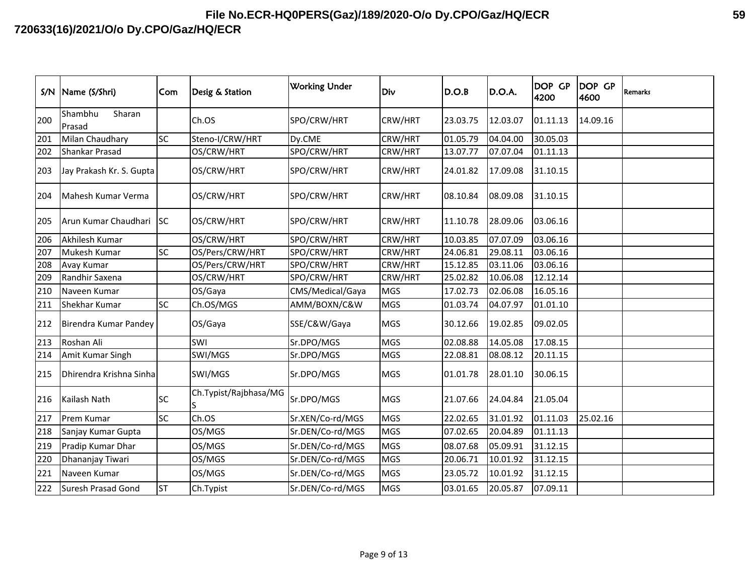| S/N | Name (S/Shri) | Com | Desig & Station | Working Under | Div | D.O.B | D.O.A. | DOP GP 4200 | DOP GP 4600 | Remarks |
|---|---|---|---|---|---|---|---|---|---|---|
| 200 | Shambhu Sharan Prasad | | Ch.OS | SPO/CRW/HRT | CRW/HRT | 23.03.75 | 12.03.07 | 01.11.13 | 14.09.16 | |
| 201 | Milan Chaudhary | SC | Steno-I/CRW/HRT | Dy.CME | CRW/HRT | 01.05.79 | 04.04.00 | 30.05.03 | | |
| 202 | Shankar Prasad | | OS/CRW/HRT | SPO/CRW/HRT | CRW/HRT | 13.07.77 | 07.07.04 | 01.11.13 | | |
| 203 | Jay Prakash Kr. S. Gupta | | OS/CRW/HRT | SPO/CRW/HRT | CRW/HRT | 24.01.82 | 17.09.08 | 31.10.15 | | |
| 204 | Mahesh Kumar Verma | | OS/CRW/HRT | SPO/CRW/HRT | CRW/HRT | 08.10.84 | 08.09.08 | 31.10.15 | | |
| 205 | Arun Kumar Chaudhari | SC | OS/CRW/HRT | SPO/CRW/HRT | CRW/HRT | 11.10.78 | 28.09.06 | 03.06.16 | | |
| 206 | Akhilesh Kumar | | OS/CRW/HRT | SPO/CRW/HRT | CRW/HRT | 10.03.85 | 07.07.09 | 03.06.16 | | |
| 207 | Mukesh Kumar | SC | OS/Pers/CRW/HRT | SPO/CRW/HRT | CRW/HRT | 24.06.81 | 29.08.11 | 03.06.16 | | |
| 208 | Avay Kumar | | OS/Pers/CRW/HRT | SPO/CRW/HRT | CRW/HRT | 15.12.85 | 03.11.06 | 03.06.16 | | |
| 209 | Randhir Saxena | | OS/CRW/HRT | SPO/CRW/HRT | CRW/HRT | 25.02.82 | 10.06.08 | 12.12.14 | | |
| 210 | Naveen Kumar | | OS/Gaya | CMS/Medical/Gaya | MGS | 17.02.73 | 02.06.08 | 16.05.16 | | |
| 211 | Shekhar Kumar | SC | Ch.OS/MGS | AMM/BOXN/C&W | MGS | 01.03.74 | 04.07.97 | 01.01.10 | | |
| 212 | Birendra Kumar Pandey | | OS/Gaya | SSE/C&W/Gaya | MGS | 30.12.66 | 19.02.85 | 09.02.05 | | |
| 213 | Roshan Ali | | SWI | Sr.DPO/MGS | MGS | 02.08.88 | 14.05.08 | 17.08.15 | | |
| 214 | Amit Kumar Singh | | SWI/MGS | Sr.DPO/MGS | MGS | 22.08.81 | 08.08.12 | 20.11.15 | | |
| 215 | Dhirendra Krishna Sinha | | SWI/MGS | Sr.DPO/MGS | MGS | 01.01.78 | 28.01.10 | 30.06.15 | | |
| 216 | Kailash Nath | SC | Ch.Typist/Rajbhasa/MGS | Sr.DPO/MGS | MGS | 21.07.66 | 24.04.84 | 21.05.04 | | |
| 217 | Prem Kumar | SC | Ch.OS | Sr.XEN/Co-rd/MGS | MGS | 22.02.65 | 31.01.92 | 01.11.03 | 25.02.16 | |
| 218 | Sanjay Kumar Gupta | | OS/MGS | Sr.DEN/Co-rd/MGS | MGS | 07.02.65 | 20.04.89 | 01.11.13 | | |
| 219 | Pradip Kumar Dhar | | OS/MGS | Sr.DEN/Co-rd/MGS | MGS | 08.07.68 | 05.09.91 | 31.12.15 | | |
| 220 | Dhananjay Tiwari | | OS/MGS | Sr.DEN/Co-rd/MGS | MGS | 20.06.71 | 10.01.92 | 31.12.15 | | |
| 221 | Naveen Kumar | | OS/MGS | Sr.DEN/Co-rd/MGS | MGS | 23.05.72 | 10.01.92 | 31.12.15 | | |
| 222 | Suresh Prasad Gond | ST | Ch.Typist | Sr.DEN/Co-rd/MGS | MGS | 03.01.65 | 20.05.87 | 07.09.11 | | |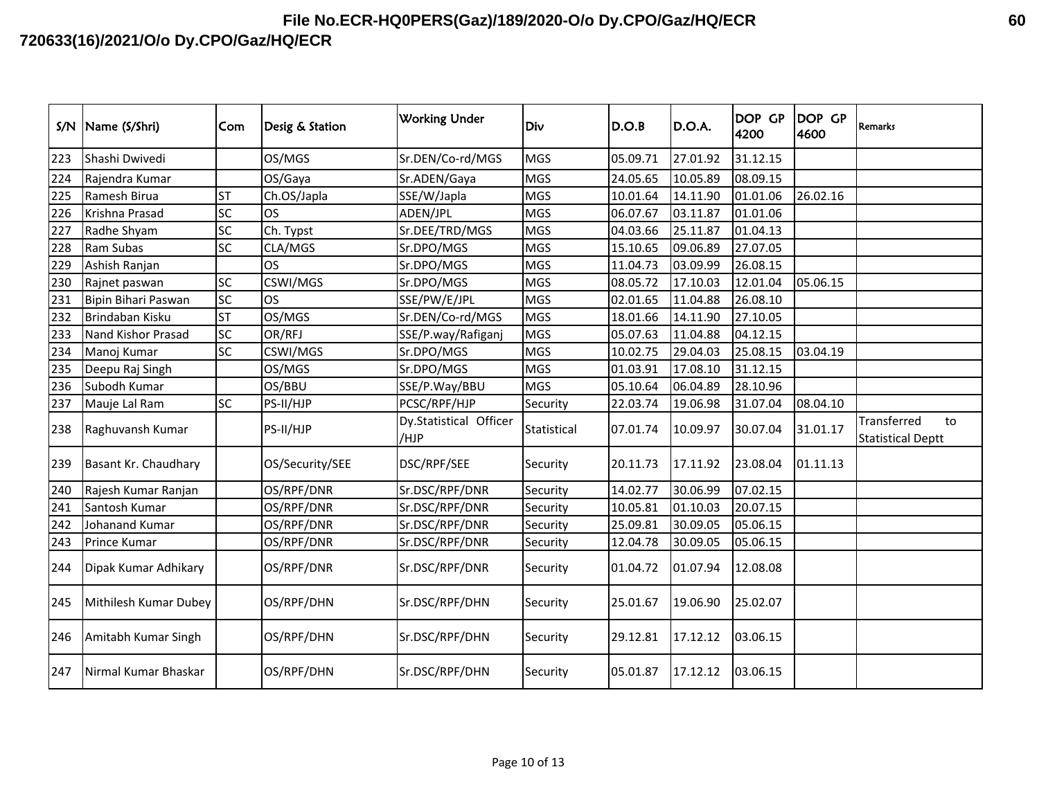| S/N | Name (S/Shri) | Com | Desig & Station | Working Under | Div | D.O.B | D.O.A. | DOP GP 4200 | DOP GP 4600 | Remarks |
|---|---|---|---|---|---|---|---|---|---|---|
| 223 | Shashi Dwivedi | | OS/MGS | Sr.DEN/Co-rd/MGS | MGS | 05.09.71 | 27.01.92 | 31.12.15 | | |
| 224 | Rajendra Kumar | | OS/Gaya | Sr.ADEN/Gaya | MGS | 24.05.65 | 10.05.89 | 08.09.15 | | |
| 225 | Ramesh Birua | ST | Ch.OS/Japla | SSE/W/Japla | MGS | 10.01.64 | 14.11.90 | 01.01.06 | 26.02.16 | |
| 226 | Krishna Prasad | SC | OS | ADEN/JPL | MGS | 06.07.67 | 03.11.87 | 01.01.06 | | |
| 227 | Radhe Shyam | SC | Ch. Typst | Sr.DEE/TRD/MGS | MGS | 04.03.66 | 25.11.87 | 01.04.13 | | |
| 228 | Ram Subas | SC | CLA/MGS | Sr.DPO/MGS | MGS | 15.10.65 | 09.06.89 | 27.07.05 | | |
| 229 | Ashish Ranjan | | OS | Sr.DPO/MGS | MGS | 11.04.73 | 03.09.99 | 26.08.15 | | |
| 230 | Rajnet paswan | SC | CSWI/MGS | Sr.DPO/MGS | MGS | 08.05.72 | 17.10.03 | 12.01.04 | 05.06.15 | |
| 231 | Bipin Bihari Paswan | SC | OS | SSE/PW/E/JPL | MGS | 02.01.65 | 11.04.88 | 26.08.10 | | |
| 232 | Brindaban Kisku | ST | OS/MGS | Sr.DEN/Co-rd/MGS | MGS | 18.01.66 | 14.11.90 | 27.10.05 | | |
| 233 | Nand Kishor Prasad | SC | OR/RFJ | SSE/P.way/Rafiganj | MGS | 05.07.63 | 11.04.88 | 04.12.15 | | |
| 234 | Manoj Kumar | SC | CSWI/MGS | Sr.DPO/MGS | MGS | 10.02.75 | 29.04.03 | 25.08.15 | 03.04.19 | |
| 235 | Deepu Raj Singh | | OS/MGS | Sr.DPO/MGS | MGS | 01.03.91 | 17.08.10 | 31.12.15 | | |
| 236 | Subodh Kumar | | OS/BBU | SSE/P.Way/BBU | MGS | 05.10.64 | 06.04.89 | 28.10.96 | | |
| 237 | Mauje Lal Ram | SC | PS-II/HJP | PCSC/RPF/HJP | Security | 22.03.74 | 19.06.98 | 31.07.04 | 08.04.10 | |
| 238 | Raghuvansh Kumar | | PS-II/HJP | Dy.Statistical Officer /HJP | Statistical | 07.01.74 | 10.09.97 | 30.07.04 | 31.01.17 | Transferred to Statistical Deptt |
| 239 | Basant Kr. Chaudhary | | OS/Security/SEE | DSC/RPF/SEE | Security | 20.11.73 | 17.11.92 | 23.08.04 | 01.11.13 | |
| 240 | Rajesh Kumar Ranjan | | OS/RPF/DNR | Sr.DSC/RPF/DNR | Security | 14.02.77 | 30.06.99 | 07.02.15 | | |
| 241 | Santosh Kumar | | OS/RPF/DNR | Sr.DSC/RPF/DNR | Security | 10.05.81 | 01.10.03 | 20.07.15 | | |
| 242 | Johanand Kumar | | OS/RPF/DNR | Sr.DSC/RPF/DNR | Security | 25.09.81 | 30.09.05 | 05.06.15 | | |
| 243 | Prince Kumar | | OS/RPF/DNR | Sr.DSC/RPF/DNR | Security | 12.04.78 | 30.09.05 | 05.06.15 | | |
| 244 | Dipak Kumar Adhikary | | OS/RPF/DNR | Sr.DSC/RPF/DNR | Security | 01.04.72 | 01.07.94 | 12.08.08 | | |
| 245 | Mithilesh Kumar Dubey | | OS/RPF/DHN | Sr.DSC/RPF/DHN | Security | 25.01.67 | 19.06.90 | 25.02.07 | | |
| 246 | Amitabh Kumar Singh | | OS/RPF/DHN | Sr.DSC/RPF/DHN | Security | 29.12.81 | 17.12.12 | 03.06.15 | | |
| 247 | Nirmal Kumar Bhaskar | | OS/RPF/DHN | Sr.DSC/RPF/DHN | Security | 05.01.87 | 17.12.12 | 03.06.15 | | |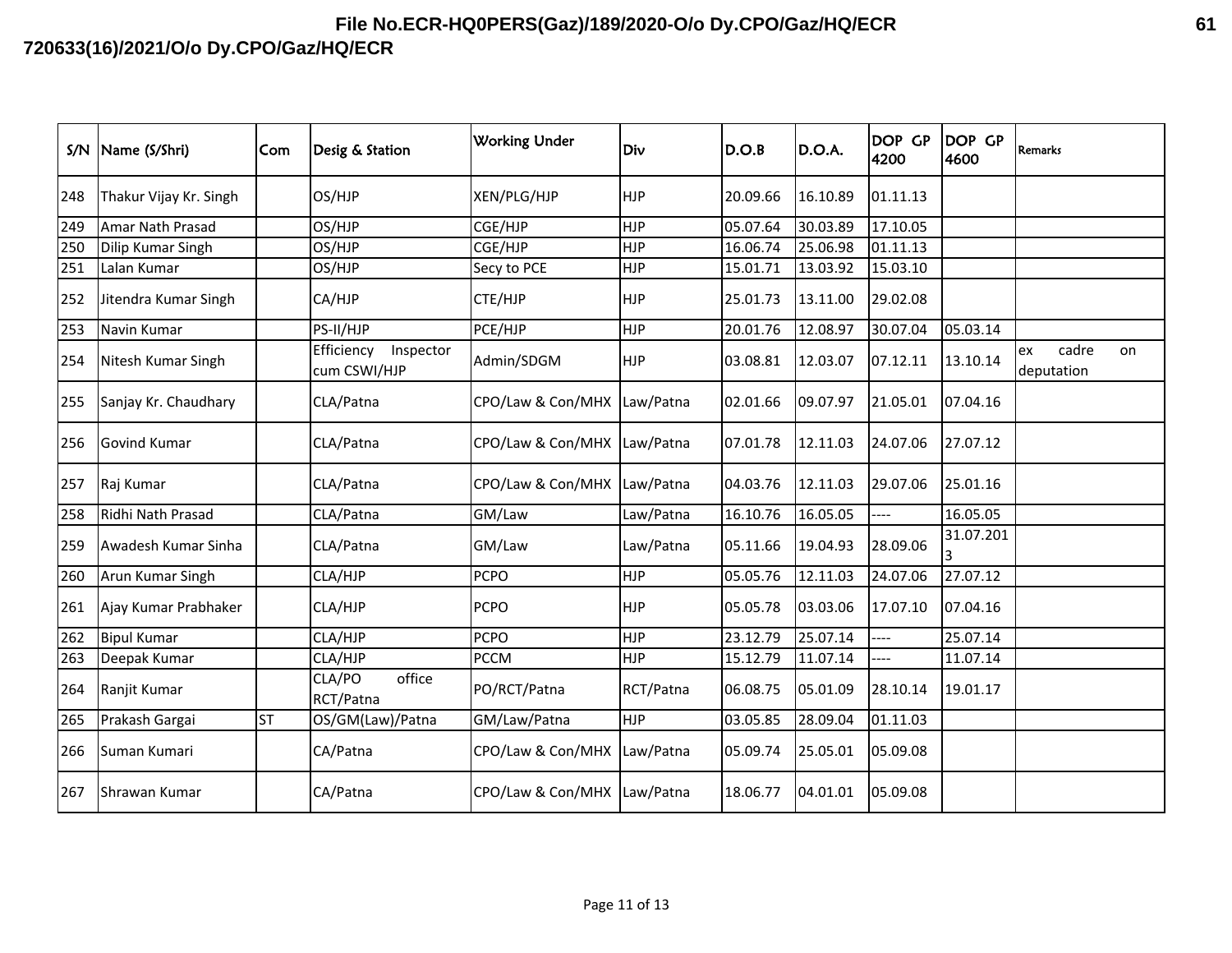| S/N | Name (S/Shri) | Com | Desig & Station | Working Under | Div | D.O.B | D.O.A. | DOP GP 4200 | DOP GP 4600 | Remarks |
|---|---|---|---|---|---|---|---|---|---|---|
| 248 | Thakur Vijay Kr. Singh | | OS/HJP | XEN/PLG/HJP | HJP | 20.09.66 | 16.10.89 | 01.11.13 | | |
| 249 | Amar Nath Prasad | | OS/HJP | CGE/HJP | HJP | 05.07.64 | 30.03.89 | 17.10.05 | | |
| 250 | Dilip Kumar Singh | | OS/HJP | CGE/HJP | HJP | 16.06.74 | 25.06.98 | 01.11.13 | | |
| 251 | Lalan Kumar | | OS/HJP | Secy to PCE | HJP | 15.01.71 | 13.03.92 | 15.03.10 | | |
| 252 | Jitendra Kumar Singh | | CA/HJP | CTE/HJP | HJP | 25.01.73 | 13.11.00 | 29.02.08 | | |
| 253 | Navin Kumar | | PS-II/HJP | PCE/HJP | HJP | 20.01.76 | 12.08.97 | 30.07.04 | 05.03.14 | |
| 254 | Nitesh Kumar Singh | | Efficiency Inspector cum CSWI/HJP | Admin/SDGM | HJP | 03.08.81 | 12.03.07 | 07.12.11 | 13.10.14 | ex cadre on deputation |
| 255 | Sanjay Kr. Chaudhary | | CLA/Patna | CPO/Law & Con/MHX | Law/Patna | 02.01.66 | 09.07.97 | 21.05.01 | 07.04.16 | |
| 256 | Govind Kumar | | CLA/Patna | CPO/Law & Con/MHX | Law/Patna | 07.01.78 | 12.11.03 | 24.07.06 | 27.07.12 | |
| 257 | Raj Kumar | | CLA/Patna | CPO/Law & Con/MHX | Law/Patna | 04.03.76 | 12.11.03 | 29.07.06 | 25.01.16 | |
| 258 | Ridhi Nath Prasad | | CLA/Patna | GM/Law | Law/Patna | 16.10.76 | 16.05.05 | ---- | 16.05.05 | |
| 259 | Awadesh Kumar Sinha | | CLA/Patna | GM/Law | Law/Patna | 05.11.66 | 19.04.93 | 28.09.06 | 31.07.2013 | |
| 260 | Arun Kumar Singh | | CLA/HJP | PCPO | HJP | 05.05.76 | 12.11.03 | 24.07.06 | 27.07.12 | |
| 261 | Ajay Kumar Prabhaker | | CLA/HJP | PCPO | HJP | 05.05.78 | 03.03.06 | 17.07.10 | 07.04.16 | |
| 262 | Bipul Kumar | | CLA/HJP | PCPO | HJP | 23.12.79 | 25.07.14 | ---- | 25.07.14 | |
| 263 | Deepak Kumar | | CLA/HJP | PCCM | HJP | 15.12.79 | 11.07.14 | ---- | 11.07.14 | |
| 264 | Ranjit Kumar | | CLA/PO office RCT/Patna | PO/RCT/Patna | RCT/Patna | 06.08.75 | 05.01.09 | 28.10.14 | 19.01.17 | |
| 265 | Prakash Gargai | ST | OS/GM(Law)/Patna | GM/Law/Patna | HJP | 03.05.85 | 28.09.04 | 01.11.03 | | |
| 266 | Suman Kumari | | CA/Patna | CPO/Law & Con/MHX | Law/Patna | 05.09.74 | 25.05.01 | 05.09.08 | | |
| 267 | Shrawan Kumar | | CA/Patna | CPO/Law & Con/MHX | Law/Patna | 18.06.77 | 04.01.01 | 05.09.08 | | |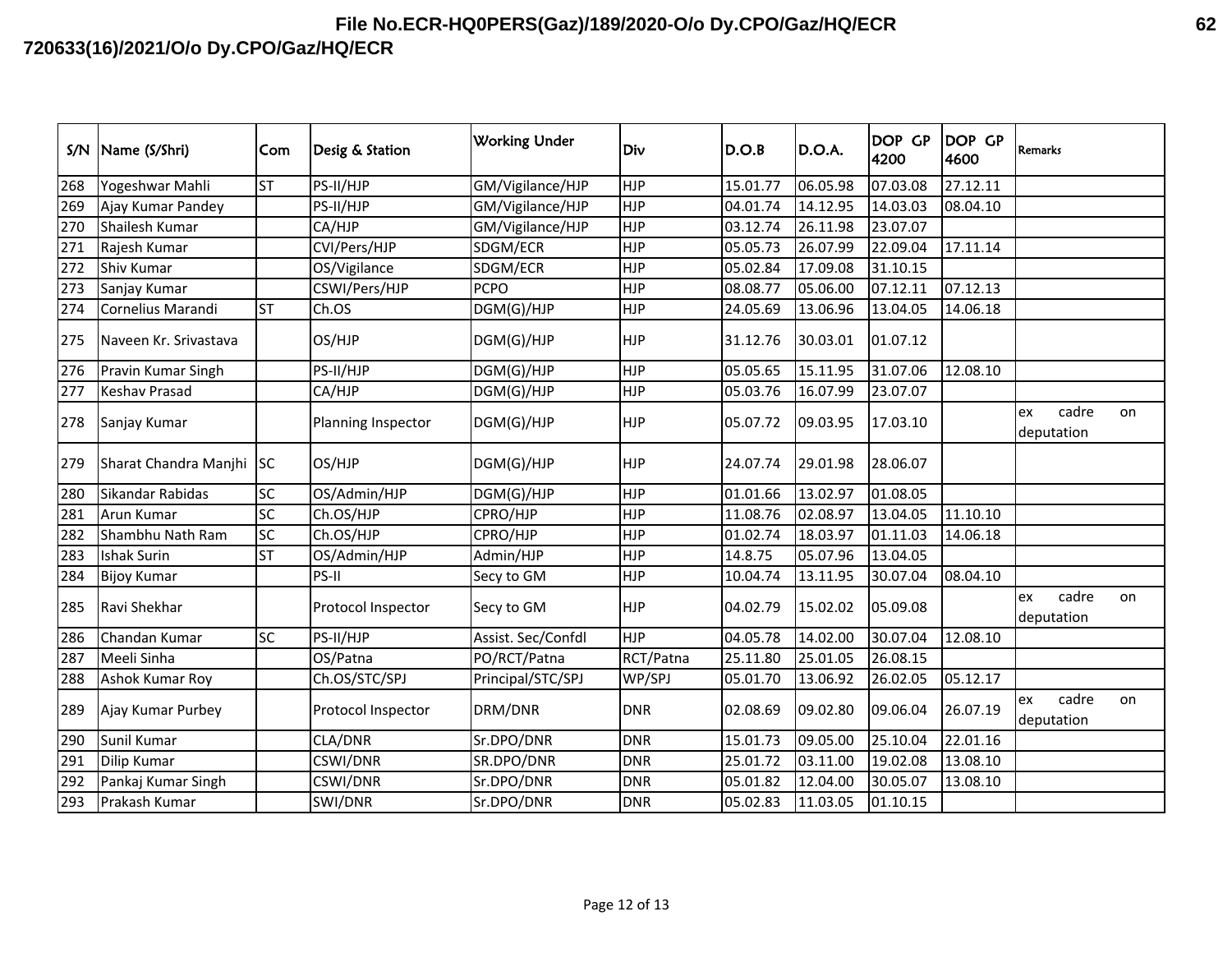File No.ECR-HQ0PERS(Gaz)/189/2020-O/o Dy.CPO/Gaz/HQ/ECR

720633(16)/2021/O/o Dy.CPO/Gaz/HQ/ECR

| S/N | Name (S/Shri) | Com | Desig & Station | Working Under | Div | D.O.B | D.O.A. | DOP GP 4200 | DOP GP 4600 | Remarks |
|---|---|---|---|---|---|---|---|---|---|---|
| 268 | Yogeshwar Mahli | ST | PS-II/HJP | GM/Vigilance/HJP | HJP | 15.01.77 | 06.05.98 | 07.03.08 | 27.12.11 | |
| 269 | Ajay Kumar Pandey | | PS-II/HJP | GM/Vigilance/HJP | HJP | 04.01.74 | 14.12.95 | 14.03.03 | 08.04.10 | |
| 270 | Shailesh Kumar | | CA/HJP | GM/Vigilance/HJP | HJP | 03.12.74 | 26.11.98 | 23.07.07 | | |
| 271 | Rajesh Kumar | | CVI/Pers/HJP | SDGM/ECR | HJP | 05.05.73 | 26.07.99 | 22.09.04 | 17.11.14 | |
| 272 | Shiv Kumar | | OS/Vigilance | SDGM/ECR | HJP | 05.02.84 | 17.09.08 | 31.10.15 | | |
| 273 | Sanjay Kumar | | CSWI/Pers/HJP | PCPO | HJP | 08.08.77 | 05.06.00 | 07.12.11 | 07.12.13 | |
| 274 | Cornelius Marandi | ST | Ch.OS | DGM(G)/HJP | HJP | 24.05.69 | 13.06.96 | 13.04.05 | 14.06.18 | |
| 275 | Naveen Kr. Srivastava | | OS/HJP | DGM(G)/HJP | HJP | 31.12.76 | 30.03.01 | 01.07.12 | | |
| 276 | Pravin Kumar Singh | | PS-II/HJP | DGM(G)/HJP | HJP | 05.05.65 | 15.11.95 | 31.07.06 | 12.08.10 | |
| 277 | Keshav Prasad | | CA/HJP | DGM(G)/HJP | HJP | 05.03.76 | 16.07.99 | 23.07.07 | | |
| 278 | Sanjay Kumar | | Planning Inspector | DGM(G)/HJP | HJP | 05.07.72 | 09.03.95 | 17.03.10 | | ex cadre on deputation |
| 279 | Sharat Chandra Manjhi | SC | OS/HJP | DGM(G)/HJP | HJP | 24.07.74 | 29.01.98 | 28.06.07 | | |
| 280 | Sikandar Rabidas | SC | OS/Admin/HJP | DGM(G)/HJP | HJP | 01.01.66 | 13.02.97 | 01.08.05 | | |
| 281 | Arun Kumar | SC | Ch.OS/HJP | CPRO/HJP | HJP | 11.08.76 | 02.08.97 | 13.04.05 | 11.10.10 | |
| 282 | Shambhu Nath Ram | SC | Ch.OS/HJP | CPRO/HJP | HJP | 01.02.74 | 18.03.97 | 01.11.03 | 14.06.18 | |
| 283 | Ishak Surin | ST | OS/Admin/HJP | Admin/HJP | HJP | 14.8.75 | 05.07.96 | 13.04.05 | | |
| 284 | Bijoy Kumar | | PS-II | Secy to GM | HJP | 10.04.74 | 13.11.95 | 30.07.04 | 08.04.10 | |
| 285 | Ravi Shekhar | | Protocol Inspector | Secy to GM | HJP | 04.02.79 | 15.02.02 | 05.09.08 | | ex cadre on deputation |
| 286 | Chandan Kumar | SC | PS-II/HJP | Assist. Sec/Confdl | HJP | 04.05.78 | 14.02.00 | 30.07.04 | 12.08.10 | |
| 287 | Meeli Sinha | | OS/Patna | PO/RCT/Patna | RCT/Patna | 25.11.80 | 25.01.05 | 26.08.15 | | |
| 288 | Ashok Kumar Roy | | Ch.OS/STC/SPJ | Principal/STC/SPJ | WP/SPJ | 05.01.70 | 13.06.92 | 26.02.05 | 05.12.17 | |
| 289 | Ajay Kumar Purbey | | Protocol Inspector | DRM/DNR | DNR | 02.08.69 | 09.02.80 | 09.06.04 | 26.07.19 | ex cadre on deputation |
| 290 | Sunil Kumar | | CLA/DNR | Sr.DPO/DNR | DNR | 15.01.73 | 09.05.00 | 25.10.04 | 22.01.16 | |
| 291 | Dilip Kumar | | CSWI/DNR | SR.DPO/DNR | DNR | 25.01.72 | 03.11.00 | 19.02.08 | 13.08.10 | |
| 292 | Pankaj Kumar Singh | | CSWI/DNR | Sr.DPO/DNR | DNR | 05.01.82 | 12.04.00 | 30.05.07 | 13.08.10 | |
| 293 | Prakash Kumar | | SWI/DNR | Sr.DPO/DNR | DNR | 05.02.83 | 11.03.05 | 01.10.15 | | |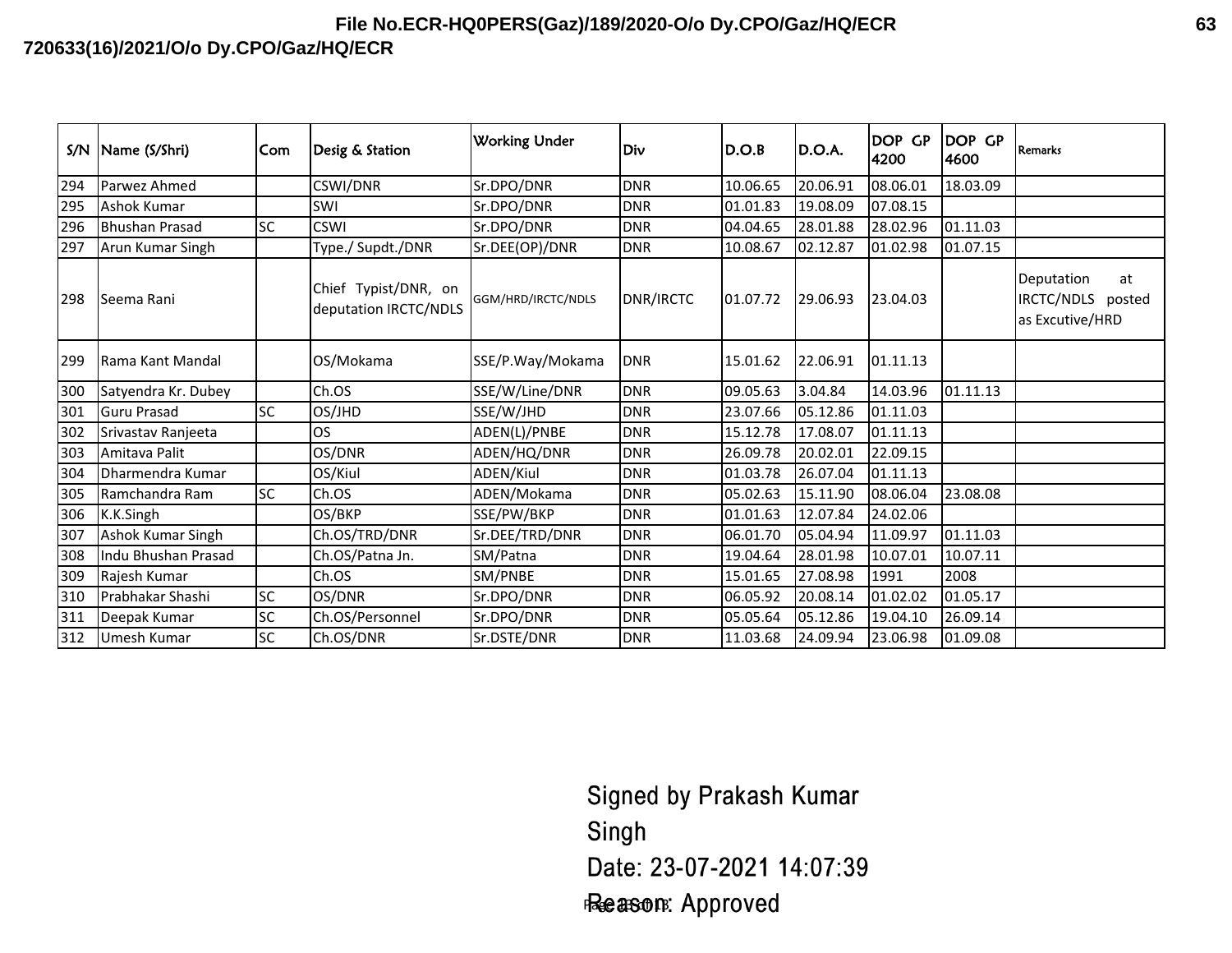| S/N | Name (S/Shri) | Com | Desig & Station | Working Under | Div | D.O.B | D.O.A. | DOP GP 4200 | DOP GP 4600 | Remarks |
|---|---|---|---|---|---|---|---|---|---|---|
| 294 | Parwez Ahmed | | CSWI/DNR | Sr.DPO/DNR | DNR | 10.06.65 | 20.06.91 | 08.06.01 | 18.03.09 | |
| 295 | Ashok Kumar | | SWI | Sr.DPO/DNR | DNR | 01.01.83 | 19.08.09 | 07.08.15 | | |
| 296 | Bhushan Prasad | SC | CSWI | Sr.DPO/DNR | DNR | 04.04.65 | 28.01.88 | 28.02.96 | 01.11.03 | |
| 297 | Arun Kumar Singh | | Type./ Supdt./DNR | Sr.DEE(OP)/DNR | DNR | 10.08.67 | 02.12.87 | 01.02.98 | 01.07.15 | |
| 298 | Seema Rani | | Chief Typist/DNR, on deputation IRCTC/NDLS | GGM/HRD/IRCTC/NDLS | DNR/IRCTC | 01.07.72 | 29.06.93 | 23.04.03 | | Deputation at IRCTC/NDLS posted as Excutive/HRD |
| 299 | Rama Kant Mandal | | OS/Mokama | SSE/P.Way/Mokama | DNR | 15.01.62 | 22.06.91 | 01.11.13 | | |
| 300 | Satyendra Kr. Dubey | | Ch.OS | SSE/W/Line/DNR | DNR | 09.05.63 | 3.04.84 | 14.03.96 | 01.11.13 | |
| 301 | Guru Prasad | SC | OS/JHD | SSE/W/JHD | DNR | 23.07.66 | 05.12.86 | 01.11.03 | | |
| 302 | Srivastav Ranjeeta | | OS | ADEN(L)/PNBE | DNR | 15.12.78 | 17.08.07 | 01.11.13 | | |
| 303 | Amitava Palit | | OS/DNR | ADEN/HQ/DNR | DNR | 26.09.78 | 20.02.01 | 22.09.15 | | |
| 304 | Dharmendra Kumar | | OS/Kiul | ADEN/Kiul | DNR | 01.03.78 | 26.07.04 | 01.11.13 | | |
| 305 | Ramchandra Ram | SC | Ch.OS | ADEN/Mokama | DNR | 05.02.63 | 15.11.90 | 08.06.04 | 23.08.08 | |
| 306 | K.K.Singh | | OS/BKP | SSE/PW/BKP | DNR | 01.01.63 | 12.07.84 | 24.02.06 | | |
| 307 | Ashok Kumar Singh | | Ch.OS/TRD/DNR | Sr.DEE/TRD/DNR | DNR | 06.01.70 | 05.04.94 | 11.09.97 | 01.11.03 | |
| 308 | Indu Bhushan Prasad | | Ch.OS/Patna Jn. | SM/Patna | DNR | 19.04.64 | 28.01.98 | 10.07.01 | 10.07.11 | |
| 309 | Rajesh Kumar | | Ch.OS | SM/PNBE | DNR | 15.01.65 | 27.08.98 | 1991 | 2008 | |
| 310 | Prabhakar Shashi | SC | OS/DNR | Sr.DPO/DNR | DNR | 06.05.92 | 20.08.14 | 01.02.02 | 01.05.17 | |
| 311 | Deepak Kumar | SC | Ch.OS/Personnel | Sr.DPO/DNR | DNR | 05.05.64 | 05.12.86 | 19.04.10 | 26.09.14 | |
| 312 | Umesh Kumar | SC | Ch.OS/DNR | Sr.DSTE/DNR | DNR | 11.03.68 | 24.09.94 | 23.06.98 | 01.09.08 | |

Signed by Prakash Kumar Singh
Date: 23-07-2021 14:07:39
Reason: Approved